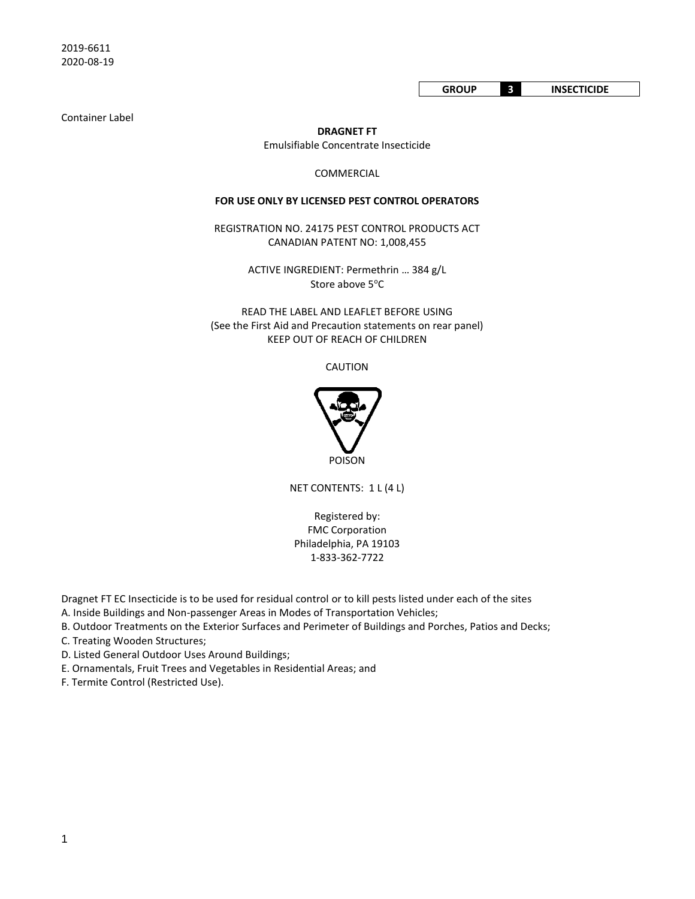2019-6611
2020-08-19

| GROUP | 3 | INSECTICIDE |
|---|---|---|

Container Label

**DRAGNET FT**

Emulsifiable Concentrate Insecticide

COMMERCIAL

**FOR USE ONLY BY LICENSED PEST CONTROL OPERATORS**

REGISTRATION NO. 24175 PEST CONTROL PRODUCTS ACT
CANADIAN PATENT NO: 1,008,455

ACTIVE INGREDIENT: Permethrin … 384 g/L
Store above 5°C

READ THE LABEL AND LEAFLET BEFORE USING
(See the First Aid and Precaution statements on rear panel)
KEEP OUT OF REACH OF CHILDREN

CAUTION

POISON

NET CONTENTS: 1 L (4 L)

Registered by:
FMC Corporation
Philadelphia, PA 19103
1-833-362-7722

Dragnet FT EC Insecticide is to be used for residual control or to kill pests listed under each of the sites

A. Inside Buildings and Non-passenger Areas in Modes of Transportation Vehicles;
B. Outdoor Treatments on the Exterior Surfaces and Perimeter of Buildings and Porches, Patios and Decks;
C. Treating Wooden Structures;
D. Listed General Outdoor Uses Around Buildings;
E. Ornamentals, Fruit Trees and Vegetables in Residential Areas; and
F. Termite Control (Restricted Use).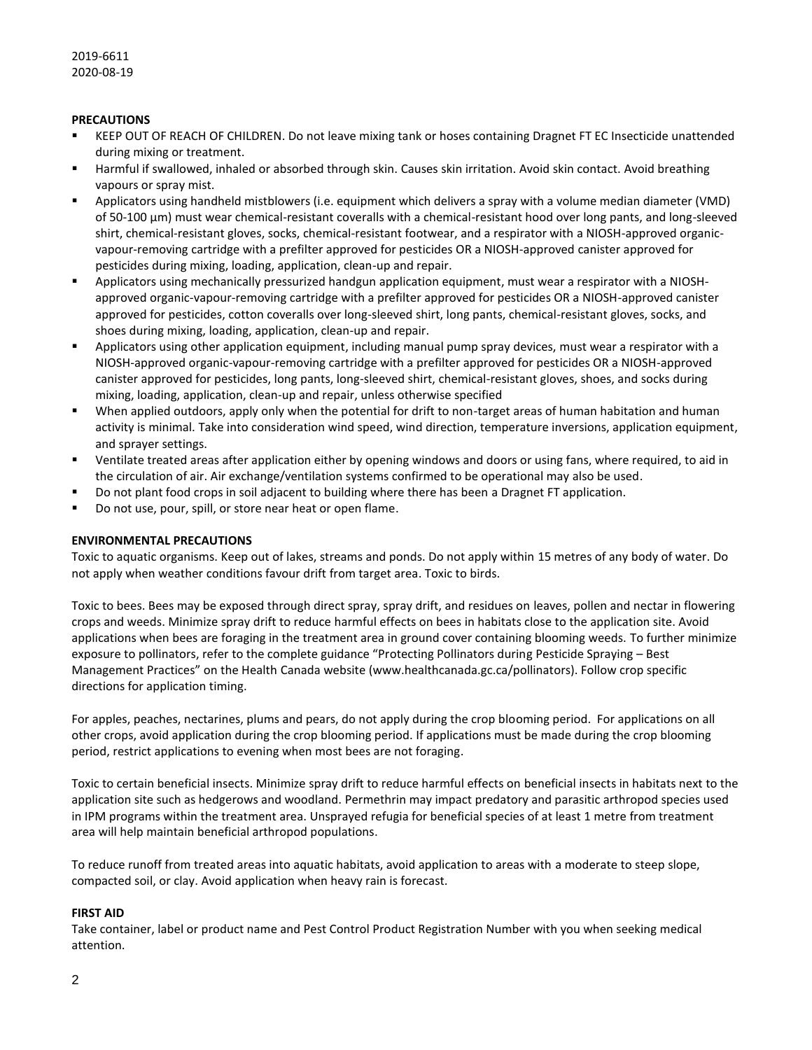2019-6611
2020-08-19

**PRECAUTIONS**

- KEEP OUT OF REACH OF CHILDREN. Do not leave mixing tank or hoses containing Dragnet FT EC Insecticide unattended during mixing or treatment.
- Harmful if swallowed, inhaled or absorbed through skin. Causes skin irritation. Avoid skin contact. Avoid breathing vapours or spray mist.
- Applicators using handheld mistblowers (i.e. equipment which delivers a spray with a volume median diameter (VMD) of 50-100 µm) must wear chemical-resistant coveralls with a chemical-resistant hood over long pants, and long-sleeved shirt, chemical-resistant gloves, socks, chemical-resistant footwear, and a respirator with a NIOSH-approved organic-vapour-removing cartridge with a prefilter approved for pesticides OR a NIOSH-approved canister approved for pesticides during mixing, loading, application, clean-up and repair.
- Applicators using mechanically pressurized handgun application equipment, must wear a respirator with a NIOSH-approved organic-vapour-removing cartridge with a prefilter approved for pesticides OR a NIOSH-approved canister approved for pesticides, cotton coveralls over long-sleeved shirt, long pants, chemical-resistant gloves, socks, and shoes during mixing, loading, application, clean-up and repair.
- Applicators using other application equipment, including manual pump spray devices, must wear a respirator with a NIOSH-approved organic-vapour-removing cartridge with a prefilter approved for pesticides OR a NIOSH-approved canister approved for pesticides, long pants, long-sleeved shirt, chemical-resistant gloves, shoes, and socks during mixing, loading, application, clean-up and repair, unless otherwise specified
- When applied outdoors, apply only when the potential for drift to non-target areas of human habitation and human activity is minimal. Take into consideration wind speed, wind direction, temperature inversions, application equipment, and sprayer settings.
- Ventilate treated areas after application either by opening windows and doors or using fans, where required, to aid in the circulation of air. Air exchange/ventilation systems confirmed to be operational may also be used.
- Do not plant food crops in soil adjacent to building where there has been a Dragnet FT application.
- Do not use, pour, spill, or store near heat or open flame.

**ENVIRONMENTAL PRECAUTIONS**

Toxic to aquatic organisms. Keep out of lakes, streams and ponds. Do not apply within 15 metres of any body of water. Do not apply when weather conditions favour drift from target area. Toxic to birds.

Toxic to bees. Bees may be exposed through direct spray, spray drift, and residues on leaves, pollen and nectar in flowering crops and weeds. Minimize spray drift to reduce harmful effects on bees in habitats close to the application site. Avoid applications when bees are foraging in the treatment area in ground cover containing blooming weeds. To further minimize exposure to pollinators, refer to the complete guidance "Protecting Pollinators during Pesticide Spraying – Best Management Practices" on the Health Canada website (www.healthcanada.gc.ca/pollinators). Follow crop specific directions for application timing.

For apples, peaches, nectarines, plums and pears, do not apply during the crop blooming period. For applications on all other crops, avoid application during the crop blooming period. If applications must be made during the crop blooming period, restrict applications to evening when most bees are not foraging.

Toxic to certain beneficial insects. Minimize spray drift to reduce harmful effects on beneficial insects in habitats next to the application site such as hedgerows and woodland. Permethrin may impact predatory and parasitic arthropod species used in IPM programs within the treatment area. Unsprayed refugia for beneficial species of at least 1 metre from treatment area will help maintain beneficial arthropod populations.

To reduce runoff from treated areas into aquatic habitats, avoid application to areas with a moderate to steep slope, compacted soil, or clay. Avoid application when heavy rain is forecast.

**FIRST AID**

Take container, label or product name and Pest Control Product Registration Number with you when seeking medical attention.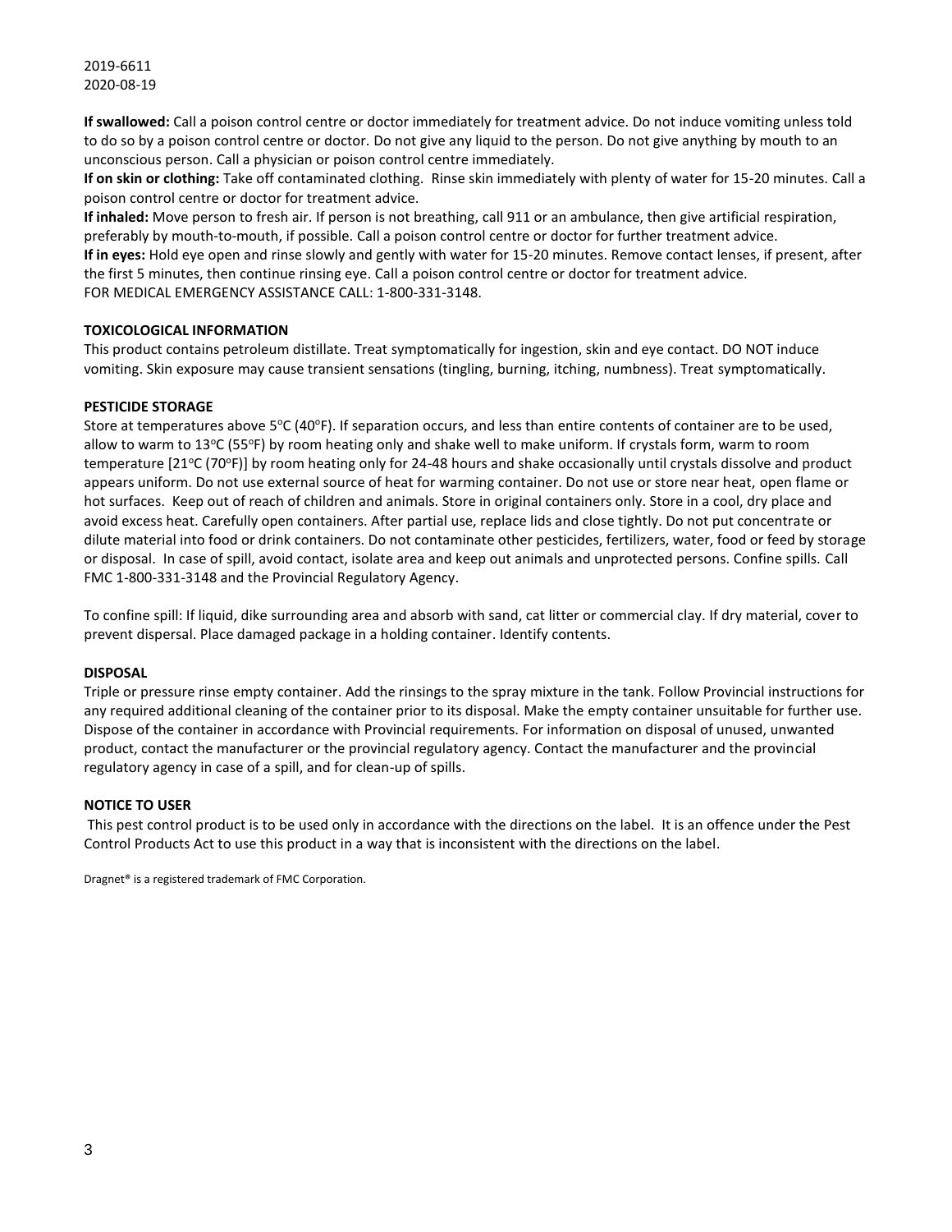2019-6611
2020-08-19

**If swallowed:** Call a poison control centre or doctor immediately for treatment advice. Do not induce vomiting unless told to do so by a poison control centre or doctor. Do not give any liquid to the person. Do not give anything by mouth to an unconscious person. Call a physician or poison control centre immediately.
**If on skin or clothing:** Take off contaminated clothing. Rinse skin immediately with plenty of water for 15-20 minutes. Call a poison control centre or doctor for treatment advice.
**If inhaled:** Move person to fresh air. If person is not breathing, call 911 or an ambulance, then give artificial respiration, preferably by mouth-to-mouth, if possible. Call a poison control centre or doctor for further treatment advice.
**If in eyes:** Hold eye open and rinse slowly and gently with water for 15-20 minutes. Remove contact lenses, if present, after the first 5 minutes, then continue rinsing eye. Call a poison control centre or doctor for treatment advice.
FOR MEDICAL EMERGENCY ASSISTANCE CALL: 1-800-331-3148.

**TOXICOLOGICAL INFORMATION**

This product contains petroleum distillate. Treat symptomatically for ingestion, skin and eye contact. DO NOT induce vomiting. Skin exposure may cause transient sensations (tingling, burning, itching, numbness). Treat symptomatically.

**PESTICIDE STORAGE**

Store at temperatures above 5°C (40°F). If separation occurs, and less than entire contents of container are to be used, allow to warm to 13°C (55°F) by room heating only and shake well to make uniform. If crystals form, warm to room temperature [21°C (70°F)] by room heating only for 24-48 hours and shake occasionally until crystals dissolve and product appears uniform. Do not use external source of heat for warming container. Do not use or store near heat, open flame or hot surfaces. Keep out of reach of children and animals. Store in original containers only. Store in a cool, dry place and avoid excess heat. Carefully open containers. After partial use, replace lids and close tightly. Do not put concentrate or dilute material into food or drink containers. Do not contaminate other pesticides, fertilizers, water, food or feed by storage or disposal. In case of spill, avoid contact, isolate area and keep out animals and unprotected persons. Confine spills. Call FMC 1-800-331-3148 and the Provincial Regulatory Agency.

To confine spill: If liquid, dike surrounding area and absorb with sand, cat litter or commercial clay. If dry material, cover to prevent dispersal. Place damaged package in a holding container. Identify contents.

**DISPOSAL**

Triple or pressure rinse empty container. Add the rinsings to the spray mixture in the tank. Follow Provincial instructions for any required additional cleaning of the container prior to its disposal. Make the empty container unsuitable for further use. Dispose of the container in accordance with Provincial requirements. For information on disposal of unused, unwanted product, contact the manufacturer or the provincial regulatory agency. Contact the manufacturer and the provincial regulatory agency in case of a spill, and for clean-up of spills.

**NOTICE TO USER**

This pest control product is to be used only in accordance with the directions on the label. It is an offence under the Pest Control Products Act to use this product in a way that is inconsistent with the directions on the label.

Dragnet® is a registered trademark of FMC Corporation.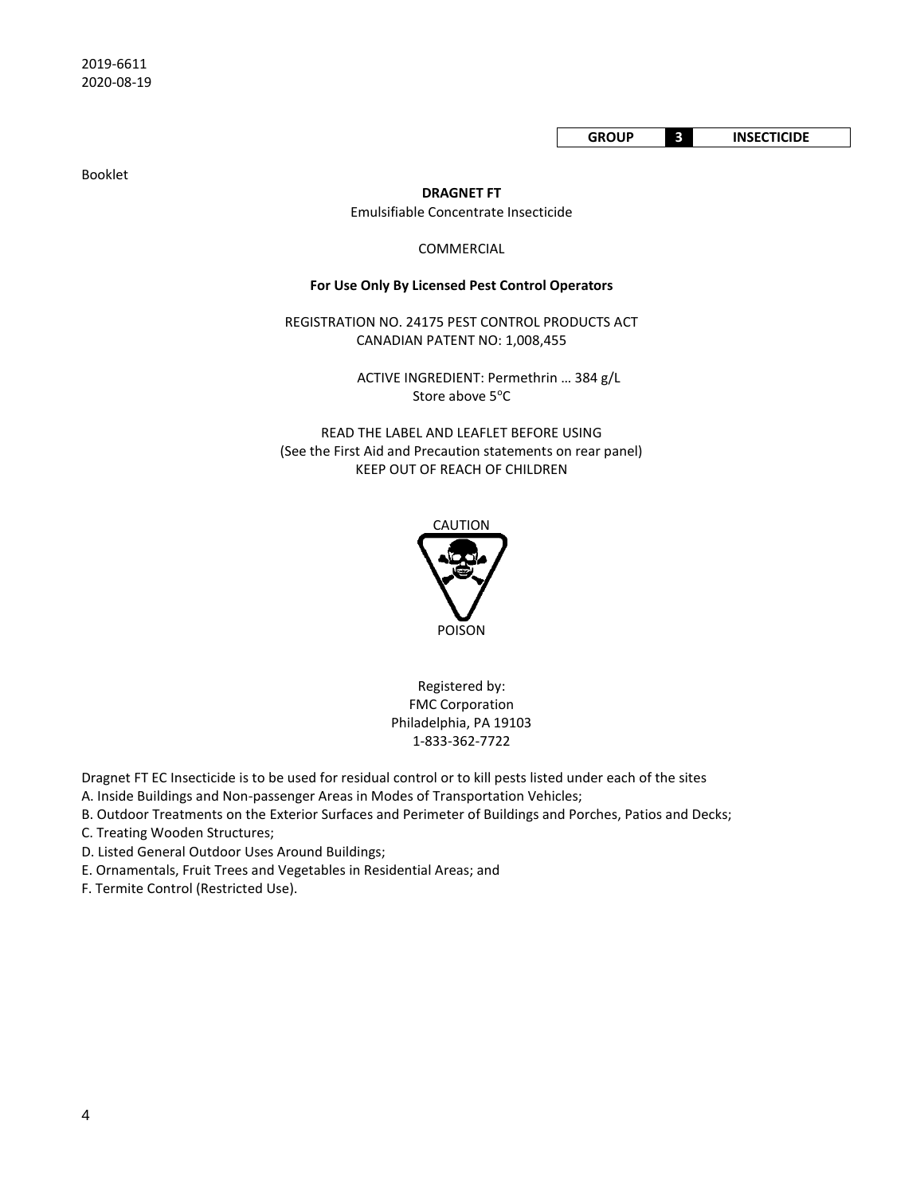2019-6611
2020-08-19

| GROUP | 3 | INSECTICIDE |
|---|---|---|

Booklet

**DRAGNET FT**

Emulsifiable Concentrate Insecticide

COMMERCIAL

**For Use Only By Licensed Pest Control Operators**

REGISTRATION NO. 24175 PEST CONTROL PRODUCTS ACT
CANADIAN PATENT NO: 1,008,455

ACTIVE INGREDIENT: Permethrin … 384 g/L
Store above 5°C

READ THE LABEL AND LEAFLET BEFORE USING
(See the First Aid and Precaution statements on rear panel)
KEEP OUT OF REACH OF CHILDREN

CAUTION

POISON

Registered by:
FMC Corporation
Philadelphia, PA 19103
1-833-362-7722

Dragnet FT EC Insecticide is to be used for residual control or to kill pests listed under each of the sites
A. Inside Buildings and Non-passenger Areas in Modes of Transportation Vehicles;
B. Outdoor Treatments on the Exterior Surfaces and Perimeter of Buildings and Porches, Patios and Decks;
C. Treating Wooden Structures;
D. Listed General Outdoor Uses Around Buildings;
E. Ornamentals, Fruit Trees and Vegetables in Residential Areas; and
F. Termite Control (Restricted Use).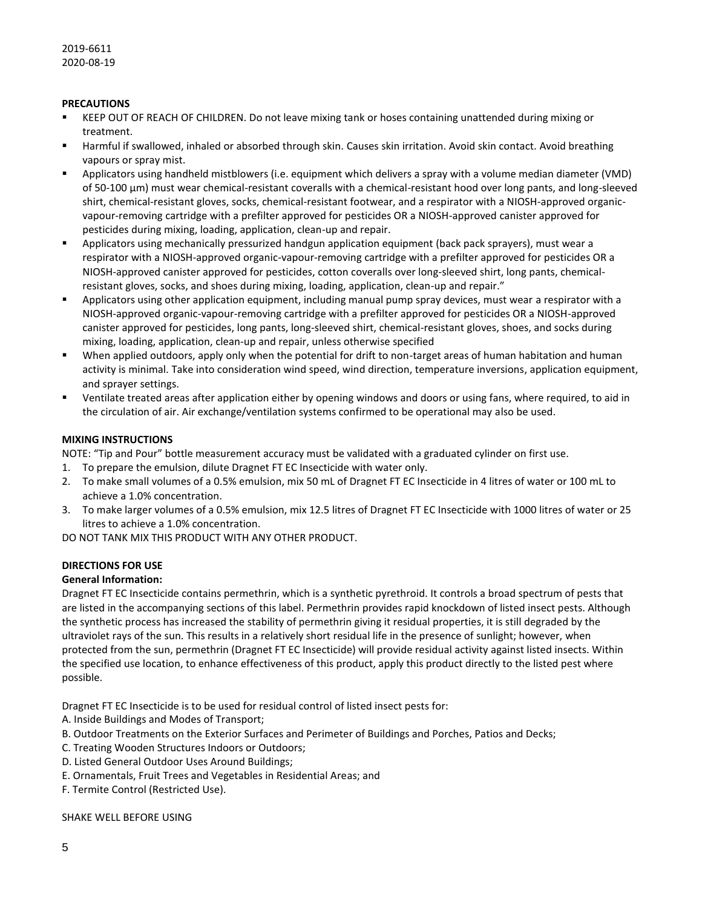2019-6611
2020-08-19

**PRECAUTIONS**

- KEEP OUT OF REACH OF CHILDREN. Do not leave mixing tank or hoses containing unattended during mixing or treatment.
- Harmful if swallowed, inhaled or absorbed through skin. Causes skin irritation. Avoid skin contact. Avoid breathing vapours or spray mist.
- Applicators using handheld mistblowers (i.e. equipment which delivers a spray with a volume median diameter (VMD) of 50-100 µm) must wear chemical-resistant coveralls with a chemical-resistant hood over long pants, and long-sleeved shirt, chemical-resistant gloves, socks, chemical-resistant footwear, and a respirator with a NIOSH-approved organic-vapour-removing cartridge with a prefilter approved for pesticides OR a NIOSH-approved canister approved for pesticides during mixing, loading, application, clean-up and repair.
- Applicators using mechanically pressurized handgun application equipment (back pack sprayers), must wear a respirator with a NIOSH-approved organic-vapour-removing cartridge with a prefilter approved for pesticides OR a NIOSH-approved canister approved for pesticides, cotton coveralls over long-sleeved shirt, long pants, chemical-resistant gloves, socks, and shoes during mixing, loading, application, clean-up and repair."
- Applicators using other application equipment, including manual pump spray devices, must wear a respirator with a NIOSH-approved organic-vapour-removing cartridge with a prefilter approved for pesticides OR a NIOSH-approved canister approved for pesticides, long pants, long-sleeved shirt, chemical-resistant gloves, shoes, and socks during mixing, loading, application, clean-up and repair, unless otherwise specified
- When applied outdoors, apply only when the potential for drift to non-target areas of human habitation and human activity is minimal. Take into consideration wind speed, wind direction, temperature inversions, application equipment, and sprayer settings.
- Ventilate treated areas after application either by opening windows and doors or using fans, where required, to aid in the circulation of air. Air exchange/ventilation systems confirmed to be operational may also be used.

**MIXING INSTRUCTIONS**

NOTE: "Tip and Pour" bottle measurement accuracy must be validated with a graduated cylinder on first use.

1. To prepare the emulsion, dilute Dragnet FT EC Insecticide with water only.
2. To make small volumes of a 0.5% emulsion, mix 50 mL of Dragnet FT EC Insecticide in 4 litres of water or 100 mL to achieve a 1.0% concentration.
3. To make larger volumes of a 0.5% emulsion, mix 12.5 litres of Dragnet FT EC Insecticide with 1000 litres of water or 25 litres to achieve a 1.0% concentration.

DO NOT TANK MIX THIS PRODUCT WITH ANY OTHER PRODUCT.

**DIRECTIONS FOR USE**

**General Information:**

Dragnet FT EC Insecticide contains permethrin, which is a synthetic pyrethroid. It controls a broad spectrum of pests that are listed in the accompanying sections of this label. Permethrin provides rapid knockdown of listed insect pests. Although the synthetic process has increased the stability of permethrin giving it residual properties, it is still degraded by the ultraviolet rays of the sun. This results in a relatively short residual life in the presence of sunlight; however, when protected from the sun, permethrin (Dragnet FT EC Insecticide) will provide residual activity against listed insects. Within the specified use location, to enhance effectiveness of this product, apply this product directly to the listed pest where possible.

Dragnet FT EC Insecticide is to be used for residual control of listed insect pests for:

A. Inside Buildings and Modes of Transport;
B. Outdoor Treatments on the Exterior Surfaces and Perimeter of Buildings and Porches, Patios and Decks;
C. Treating Wooden Structures Indoors or Outdoors;
D. Listed General Outdoor Uses Around Buildings;
E. Ornamentals, Fruit Trees and Vegetables in Residential Areas; and
F. Termite Control (Restricted Use).

SHAKE WELL BEFORE USING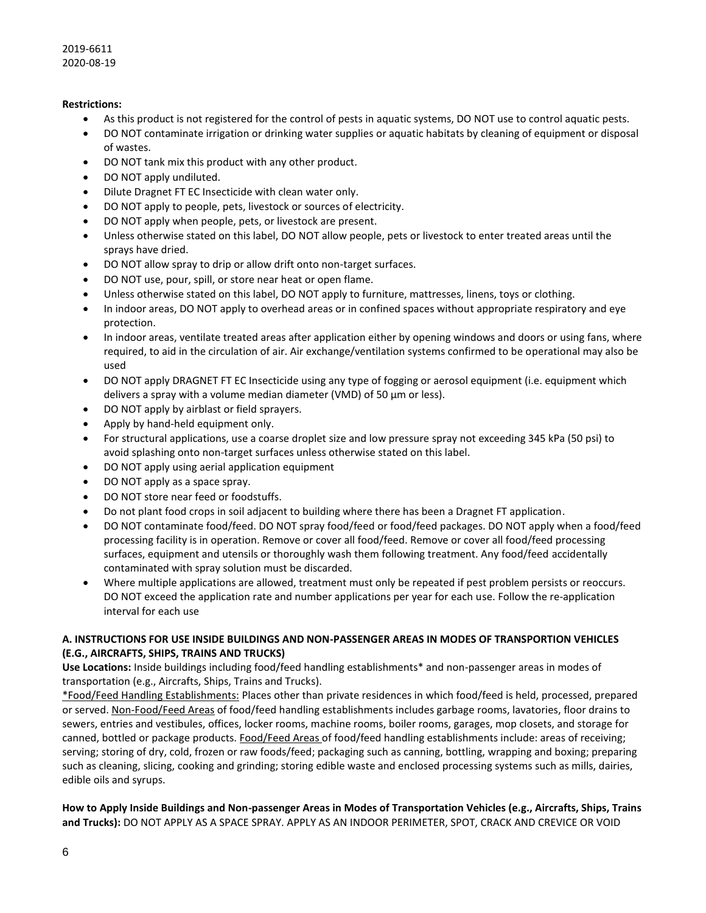2019-6611
2020-08-19

**Restrictions:**

- As this product is not registered for the control of pests in aquatic systems, DO NOT use to control aquatic pests.
- DO NOT contaminate irrigation or drinking water supplies or aquatic habitats by cleaning of equipment or disposal of wastes.
- DO NOT tank mix this product with any other product.
- DO NOT apply undiluted.
- Dilute Dragnet FT EC Insecticide with clean water only.
- DO NOT apply to people, pets, livestock or sources of electricity.
- DO NOT apply when people, pets, or livestock are present.
- Unless otherwise stated on this label, DO NOT allow people, pets or livestock to enter treated areas until the sprays have dried.
- DO NOT allow spray to drip or allow drift onto non-target surfaces.
- DO NOT use, pour, spill, or store near heat or open flame.
- Unless otherwise stated on this label, DO NOT apply to furniture, mattresses, linens, toys or clothing.
- In indoor areas, DO NOT apply to overhead areas or in confined spaces without appropriate respiratory and eye protection.
- In indoor areas, ventilate treated areas after application either by opening windows and doors or using fans, where required, to aid in the circulation of air. Air exchange/ventilation systems confirmed to be operational may also be used
- DO NOT apply DRAGNET FT EC Insecticide using any type of fogging or aerosol equipment (i.e. equipment which delivers a spray with a volume median diameter (VMD) of 50 µm or less).
- DO NOT apply by airblast or field sprayers.
- Apply by hand-held equipment only.
- For structural applications, use a coarse droplet size and low pressure spray not exceeding 345 kPa (50 psi) to avoid splashing onto non-target surfaces unless otherwise stated on this label.
- DO NOT apply using aerial application equipment
- DO NOT apply as a space spray.
- DO NOT store near feed or foodstuffs.
- Do not plant food crops in soil adjacent to building where there has been a Dragnet FT application.
- DO NOT contaminate food/feed. DO NOT spray food/feed or food/feed packages. DO NOT apply when a food/feed processing facility is in operation. Remove or cover all food/feed. Remove or cover all food/feed processing surfaces, equipment and utensils or thoroughly wash them following treatment. Any food/feed accidentally contaminated with spray solution must be discarded.
- Where multiple applications are allowed, treatment must only be repeated if pest problem persists or reoccurs. DO NOT exceed the application rate and number applications per year for each use. Follow the re-application interval for each use

**A. INSTRUCTIONS FOR USE INSIDE BUILDINGS AND NON-PASSENGER AREAS IN MODES OF TRANSPORTION VEHICLES (E.G., AIRCRAFTS, SHIPS, TRAINS AND TRUCKS)**

**Use Locations:** Inside buildings including food/feed handling establishments* and non-passenger areas in modes of transportation (e.g., Aircrafts, Ships, Trains and Trucks).

*Food/Feed Handling Establishments: Places other than private residences in which food/feed is held, processed, prepared or served. Non-Food/Feed Areas of food/feed handling establishments includes garbage rooms, lavatories, floor drains to sewers, entries and vestibules, offices, locker rooms, machine rooms, boiler rooms, garages, mop closets, and storage for canned, bottled or package products. Food/Feed Areas of food/feed handling establishments include: areas of receiving; serving; storing of dry, cold, frozen or raw foods/feed; packaging such as canning, bottling, wrapping and boxing; preparing such as cleaning, slicing, cooking and grinding; storing edible waste and enclosed processing systems such as mills, dairies, edible oils and syrups.

**How to Apply Inside Buildings and Non-passenger Areas in Modes of Transportation Vehicles (e.g., Aircrafts, Ships, Trains and Trucks):** DO NOT APPLY AS A SPACE SPRAY. APPLY AS AN INDOOR PERIMETER, SPOT, CRACK AND CREVICE OR VOID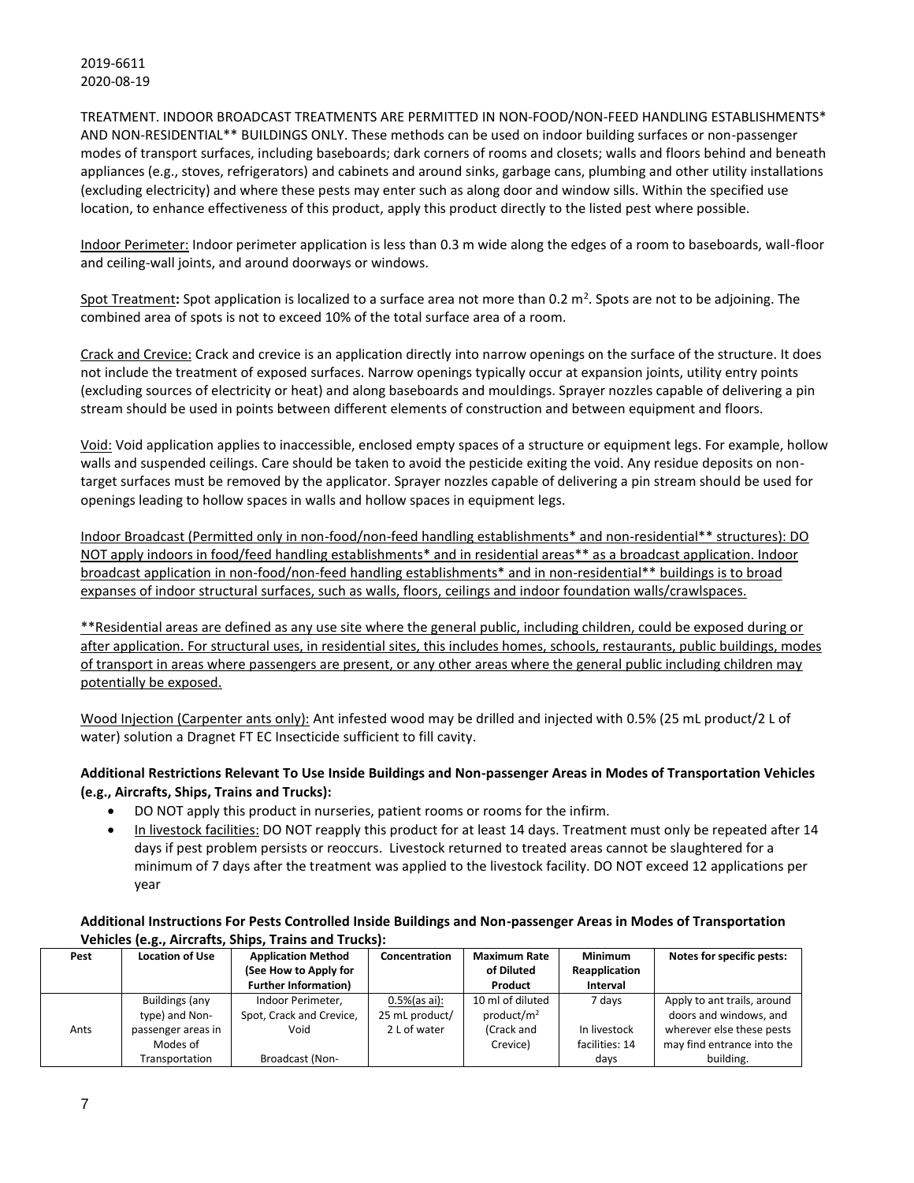TREATMENT. INDOOR BROADCAST TREATMENTS ARE PERMITTED IN NON-FOOD/NON-FEED HANDLING ESTABLISHMENTS* AND NON-RESIDENTIAL** BUILDINGS ONLY. These methods can be used on indoor building surfaces or non-passenger modes of transport surfaces, including baseboards; dark corners of rooms and closets; walls and floors behind and beneath appliances (e.g., stoves, refrigerators) and cabinets and around sinks, garbage cans, plumbing and other utility installations (excluding electricity) and where these pests may enter such as along door and window sills. Within the specified use location, to enhance effectiveness of this product, apply this product directly to the listed pest where possible.

Indoor Perimeter: Indoor perimeter application is less than 0.3 m wide along the edges of a room to baseboards, wall-floor and ceiling-wall joints, and around doorways or windows.

Spot Treatment**:** Spot application is localized to a surface area not more than 0.2 $m^2$. Spots are not to be adjoining. The combined area of spots is not to exceed 10% of the total surface area of a room.

Crack and Crevice: Crack and crevice is an application directly into narrow openings on the surface of the structure. It does not include the treatment of exposed surfaces. Narrow openings typically occur at expansion joints, utility entry points (excluding sources of electricity or heat) and along baseboards and mouldings. Sprayer nozzles capable of delivering a pin stream should be used in points between different elements of construction and between equipment and floors.

Void: Void application applies to inaccessible, enclosed empty spaces of a structure or equipment legs. For example, hollow walls and suspended ceilings. Care should be taken to avoid the pesticide exiting the void. Any residue deposits on non-target surfaces must be removed by the applicator. Sprayer nozzles capable of delivering a pin stream should be used for openings leading to hollow spaces in walls and hollow spaces in equipment legs.

Indoor Broadcast (Permitted only in non-food/non-feed handling establishments* and non-residential** structures): DO NOT apply indoors in food/feed handling establishments* and in residential areas** as a broadcast application. Indoor broadcast application in non-food/non-feed handling establishments* and in non-residential** buildings is to broad expanses of indoor structural surfaces, such as walls, floors, ceilings and indoor foundation walls/crawlspaces.

**Residential areas are defined as any use site where the general public, including children, could be exposed during or after application. For structural uses, in residential sites, this includes homes, schools, restaurants, public buildings, modes of transport in areas where passengers are present, or any other areas where the general public including children may potentially be exposed.

Wood Injection (Carpenter ants only): Ant infested wood may be drilled and injected with 0.5% (25 mL product/2 L of water) solution a Dragnet FT EC Insecticide sufficient to fill cavity.

**Additional Restrictions Relevant To Use Inside Buildings and Non-passenger Areas in Modes of Transportation Vehicles (e.g., Aircrafts, Ships, Trains and Trucks):**

- DO NOT apply this product in nurseries, patient rooms or rooms for the infirm.
- In livestock facilities: DO NOT reapply this product for at least 14 days. Treatment must only be repeated after 14 days if pest problem persists or reoccurs. Livestock returned to treated areas cannot be slaughtered for a minimum of 7 days after the treatment was applied to the livestock facility. DO NOT exceed 12 applications per year

**Additional Instructions For Pests Controlled Inside Buildings and Non-passenger Areas in Modes of Transportation Vehicles (e.g., Aircrafts, Ships, Trains and Trucks):**

| Pest | Location of Use | Application Method (See How to Apply for Further Information) | Concentration | Maximum Rate of Diluted Product | Minimum Reapplication Interval | Notes for specific pests: |
|---|---|---|---|---|---|---|
| Ants | Buildings (any type) and Non-passenger areas in Modes of Transportation | Indoor Perimeter, Spot, Crack and Crevice, Void<br><br>Broadcast (Non- | 0.5%(as ai): 25 mL product/ 2 L of water | 10 ml of diluted product/$m^2$ (Crack and Crevice) | 7 days<br><br>In livestock facilities: 14 days | Apply to ant trails, around doors and windows, and wherever else these pests may find entrance into the building. |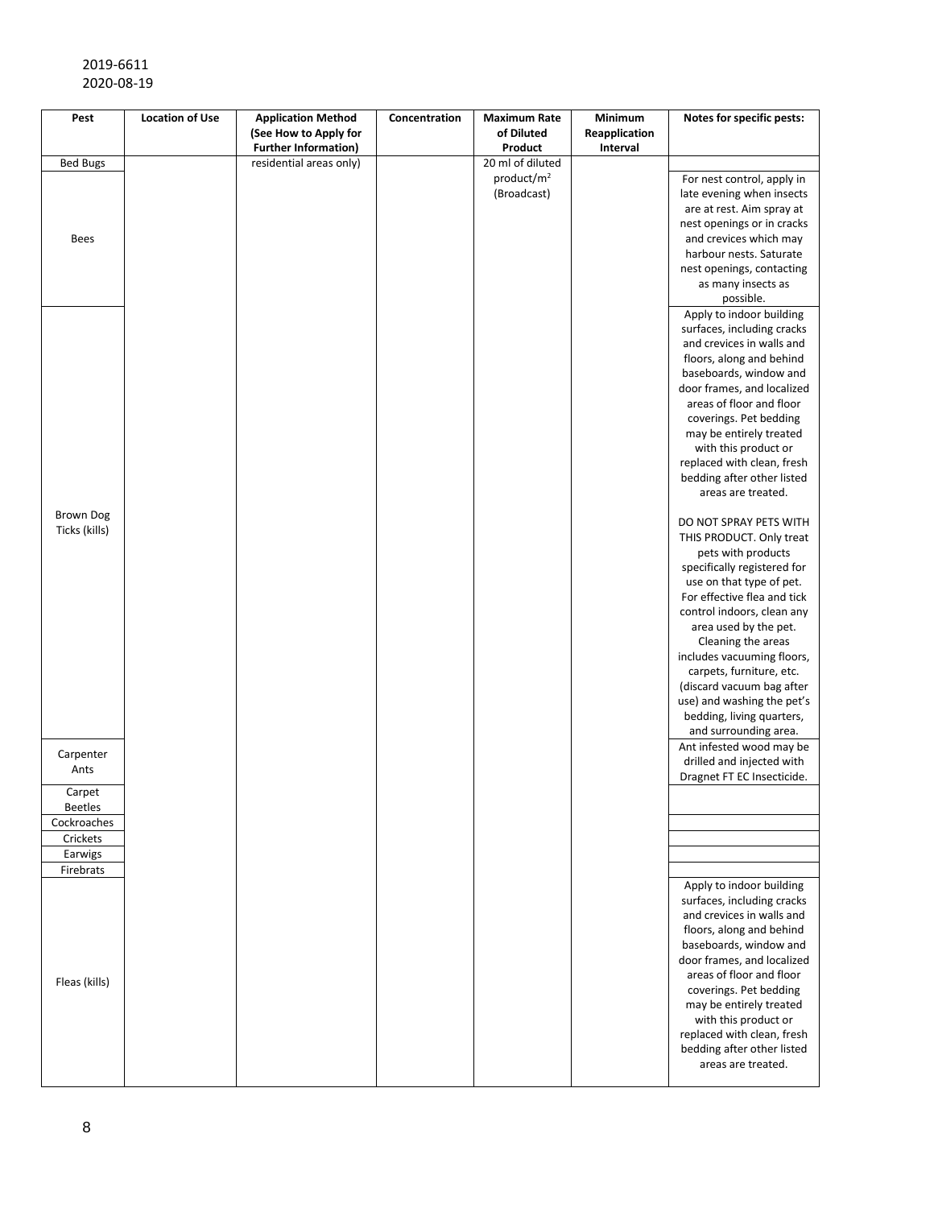2019-6611
2020-08-19

| Pest | Location of Use | Application Method (See How to Apply for Further Information) | Concentration | Maximum Rate of Diluted Product | Minimum Reapplication Interval | Notes for specific pests: |
|---|---|---|---|---|---|---|
| Bed Bugs | | residential areas only) | | 20 ml of diluted product/m² (Broadcast) | | |
| Bees | | | | | | For nest control, apply in late evening when insects are at rest. Aim spray at nest openings or in cracks and crevices which may harbour nests. Saturate nest openings, contacting as many insects as possible. |
| Brown Dog Ticks (kills) | | | | | | Apply to indoor building surfaces, including cracks and crevices in walls and floors, along and behind baseboards, window and door frames, and localized areas of floor and floor coverings. Pet bedding may be entirely treated with this product or replaced with clean, fresh bedding after other listed areas are treated.<br><br>DO NOT SPRAY PETS WITH THIS PRODUCT. Only treat pets with products specifically registered for use on that type of pet. For effective flea and tick control indoors, clean any area used by the pet. Cleaning the areas includes vacuuming floors, carpets, furniture, etc. (discard vacuum bag after use) and washing the pet's bedding, living quarters, and surrounding area. |
| Carpenter Ants | | | | | | Ant infested wood may be drilled and injected with Dragnet FT EC Insecticide. |
| Carpet Beetles | | | | | | |
| Cockroaches | | | | | | |
| Crickets | | | | | | |
| Earwigs | | | | | | |
| Firebrats | | | | | | |
| Fleas (kills) | | | | | | Apply to indoor building surfaces, including cracks and crevices in walls and floors, along and behind baseboards, window and door frames, and localized areas of floor and floor coverings. Pet bedding may be entirely treated with this product or replaced with clean, fresh bedding after other listed areas are treated. |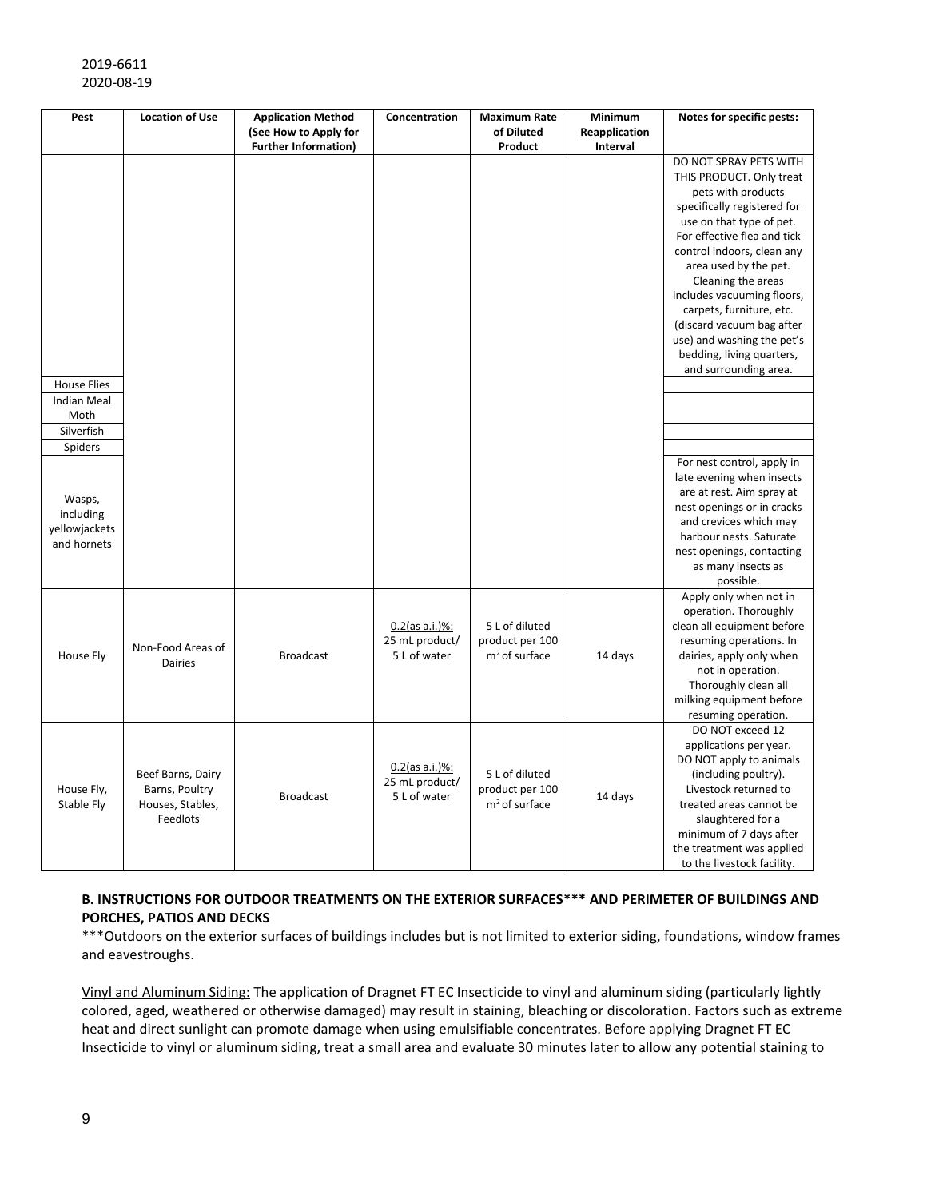| Pest | Location of Use | Application Method (See How to Apply for Further Information) | Concentration | Maximum Rate of Diluted Product | Minimum Reapplication Interval | Notes for specific pests: |
|---|---|---|---|---|---|---|
| | | | | | | DO NOT SPRAY PETS WITH THIS PRODUCT. Only treat pets with products specifically registered for use on that type of pet. For effective flea and tick control indoors, clean any area used by the pet. Cleaning the areas includes vacuuming floors, carpets, furniture, etc. (discard vacuum bag after use) and washing the pet's bedding, living quarters, and surrounding area. |
| House Flies | | | | | | |
| Indian Meal Moth | | | | | | |
| Silverfish | | | | | | |
| Spiders | | | | | | |
| Wasps, including yellowjackets and hornets | | | | | | For nest control, apply in late evening when insects are at rest. Aim spray at nest openings or in cracks and crevices which may harbour nests. Saturate nest openings, contacting as many insects as possible. |
| House Fly | Non-Food Areas of Dairies | Broadcast | 0.2(as a.i.)%: 25 mL product/ 5 L of water | 5 L of diluted product per 100 m² of surface | 14 days | Apply only when not in operation. Thoroughly clean all equipment before resuming operations. In dairies, apply only when not in operation. Thoroughly clean all milking equipment before resuming operation. |
| House Fly, Stable Fly | Beef Barns, Dairy Barns, Poultry Houses, Stables, Feedlots | Broadcast | 0.2(as a.i.)%: 25 mL product/ 5 L of water | 5 L of diluted product per 100 m² of surface | 14 days | DO NOT exceed 12 applications per year. DO NOT apply to animals (including poultry). Livestock returned to treated areas cannot be slaughtered for a minimum of 7 days after the treatment was applied to the livestock facility. |

**B. INSTRUCTIONS FOR OUTDOOR TREATMENTS ON THE EXTERIOR SURFACES*** AND PERIMETER OF BUILDINGS AND PORCHES, PATIOS AND DECKS**

***Outdoors on the exterior surfaces of buildings includes but is not limited to exterior siding, foundations, window frames and eavestroughs.

Vinyl and Aluminum Siding: The application of Dragnet FT EC Insecticide to vinyl and aluminum siding (particularly lightly colored, aged, weathered or otherwise damaged) may result in staining, bleaching or discoloration. Factors such as extreme heat and direct sunlight can promote damage when using emulsifiable concentrates. Before applying Dragnet FT EC Insecticide to vinyl or aluminum siding, treat a small area and evaluate 30 minutes later to allow any potential staining to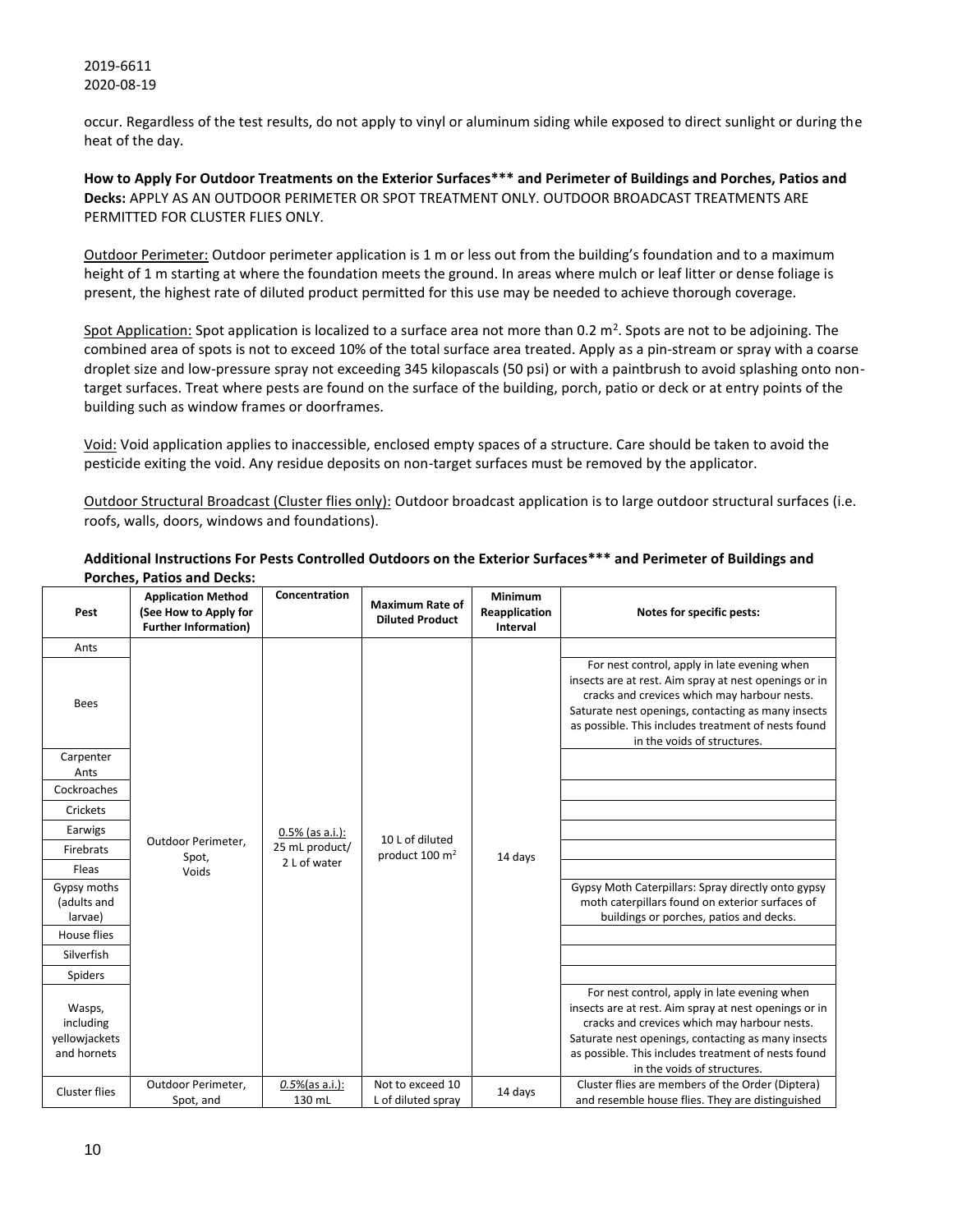occur. Regardless of the test results, do not apply to vinyl or aluminum siding while exposed to direct sunlight or during the heat of the day.

**How to Apply For Outdoor Treatments on the Exterior Surfaces*** and Perimeter of Buildings and Porches, Patios and Decks:** APPLY AS AN OUTDOOR PERIMETER OR SPOT TREATMENT ONLY. OUTDOOR BROADCAST TREATMENTS ARE PERMITTED FOR CLUSTER FLIES ONLY.

Outdoor Perimeter: Outdoor perimeter application is 1 m or less out from the building's foundation and to a maximum height of 1 m starting at where the foundation meets the ground. In areas where mulch or leaf litter or dense foliage is present, the highest rate of diluted product permitted for this use may be needed to achieve thorough coverage.

Spot Application: Spot application is localized to a surface area not more than 0.2 $m^2$. Spots are not to be adjoining. The combined area of spots is not to exceed 10% of the total surface area treated. Apply as a pin-stream or spray with a coarse droplet size and low-pressure spray not exceeding 345 kilopascals (50 psi) or with a paintbrush to avoid splashing onto non-target surfaces. Treat where pests are found on the surface of the building, porch, patio or deck or at entry points of the building such as window frames or doorframes.

Void: Void application applies to inaccessible, enclosed empty spaces of a structure. Care should be taken to avoid the pesticide exiting the void. Any residue deposits on non-target surfaces must be removed by the applicator.

Outdoor Structural Broadcast (Cluster flies only): Outdoor broadcast application is to large outdoor structural surfaces (i.e. roofs, walls, doors, windows and foundations).

**Additional Instructions For Pests Controlled Outdoors on the Exterior Surfaces*** and Perimeter of Buildings and Porches, Patios and Decks:**

| Pest | Application Method (See How to Apply for Further Information) | Concentration | Maximum Rate of Diluted Product | Minimum Reapplication Interval | Notes for specific pests: |
|---|---|---|---|---|---|
| Ants | Outdoor Perimeter, Spot, Voids | 0.5% (as a.i.): 25 mL product/ 2 L of water | 10 L of diluted product 100 $m^2$ | 14 days | |
| Bees | | | | | For nest control, apply in late evening when insects are at rest. Aim spray at nest openings or in cracks and crevices which may harbour nests. Saturate nest openings, contacting as many insects as possible. This includes treatment of nests found in the voids of structures. |
| Carpenter Ants | | | | | |
| Cockroaches | | | | | |
| Crickets | | | | | |
| Earwigs | | | | | |
| Firebrats | | | | | |
| Fleas | | | | | |
| Gypsy moths (adults and larvae) | | | | | Gypsy Moth Caterpillars: Spray directly onto gypsy moth caterpillars found on exterior surfaces of buildings or porches, patios and decks. |
| House flies | | | | | |
| Silverfish | | | | | |
| Spiders | | | | | |
| Wasps, including yellowjackets and hornets | | | | | For nest control, apply in late evening when insects are at rest. Aim spray at nest openings or in cracks and crevices which may harbour nests. Saturate nest openings, contacting as many insects as possible. This includes treatment of nests found in the voids of structures. |
| Cluster flies | Outdoor Perimeter, Spot, and | *0.5%*(as a.i.): 130 mL | Not to exceed 10 L of diluted spray | 14 days | Cluster flies are members of the Order (Diptera) and resemble house flies. They are distinguished |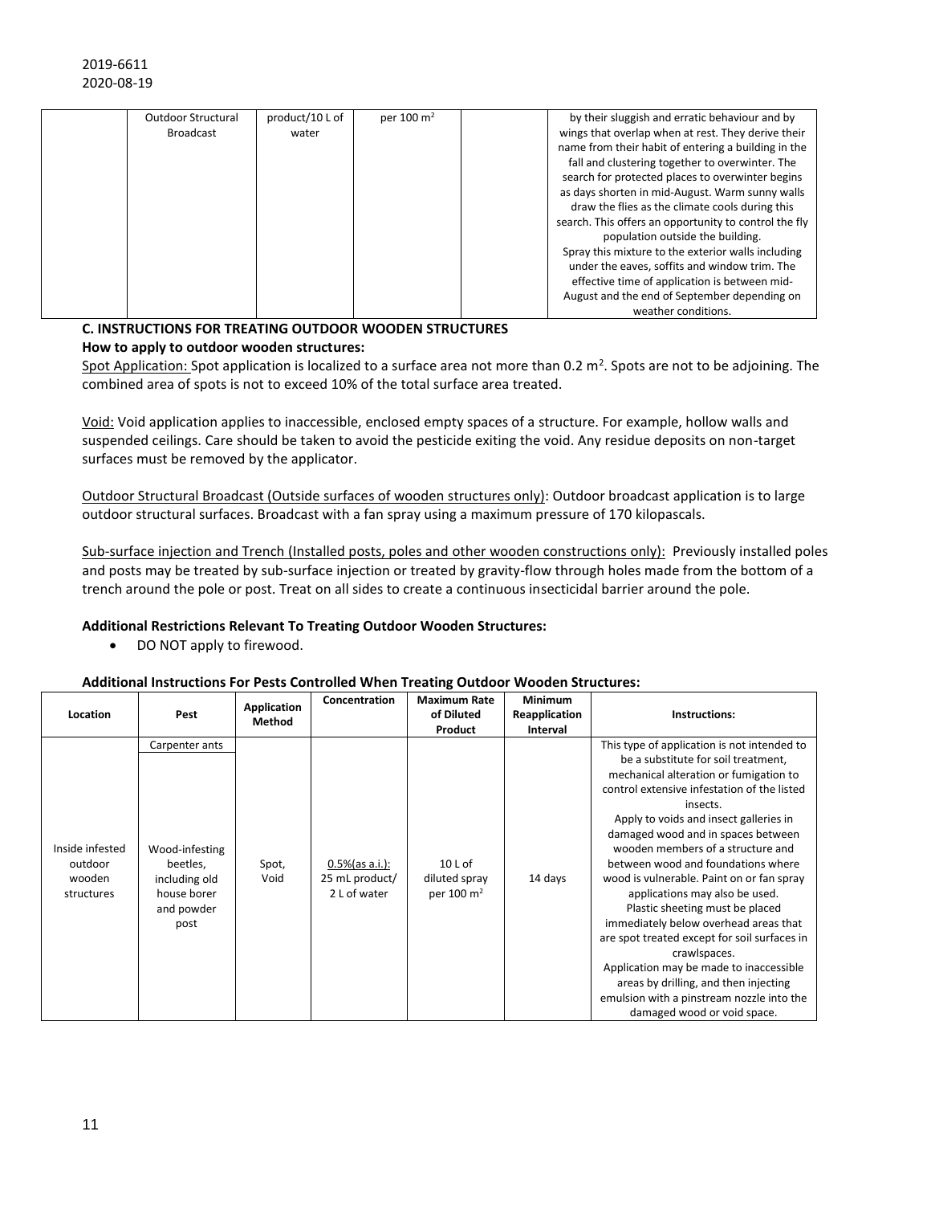| | Outdoor Structural Broadcast | product/10 L of water | per 100 m² | | by their sluggish and erratic behaviour and by wings that overlap when at rest. They derive their name from their habit of entering a building in the fall and clustering together to overwinter. The search for protected places to overwinter begins as days shorten in mid-August. Warm sunny walls draw the flies as the climate cools during this search. This offers an opportunity to control the fly population outside the building. Spray this mixture to the exterior walls including under the eaves, soffits and window trim. The effective time of application is between mid-August and the end of September depending on weather conditions. |
|---|---|---|---|---|---|

**C. INSTRUCTIONS FOR TREATING OUTDOOR WOODEN STRUCTURES**

**How to apply to outdoor wooden structures:**

Spot Application: Spot application is localized to a surface area not more than 0.2 m². Spots are not to be adjoining. The combined area of spots is not to exceed 10% of the total surface area treated.

Void: Void application applies to inaccessible, enclosed empty spaces of a structure. For example, hollow walls and suspended ceilings. Care should be taken to avoid the pesticide exiting the void. Any residue deposits on non-target surfaces must be removed by the applicator.

Outdoor Structural Broadcast (Outside surfaces of wooden structures only): Outdoor broadcast application is to large outdoor structural surfaces. Broadcast with a fan spray using a maximum pressure of 170 kilopascals.

Sub-surface injection and Trench (Installed posts, poles and other wooden constructions only): Previously installed poles and posts may be treated by sub-surface injection or treated by gravity-flow through holes made from the bottom of a trench around the pole or post. Treat on all sides to create a continuous insecticidal barrier around the pole.

**Additional Restrictions Relevant To Treating Outdoor Wooden Structures:**

- DO NOT apply to firewood.

**Additional Instructions For Pests Controlled When Treating Outdoor Wooden Structures:**

| Location | Pest | Application Method | Concentration | Maximum Rate of Diluted Product | Minimum Reapplication Interval | Instructions: |
|---|---|---|---|---|---|---|
| Inside infested outdoor wooden structures | Carpenter ants<br><br>Wood-infesting beetles, including old house borer and powder post | Spot, Void | 0.5%(as a.i.): 25 mL product/ 2 L of water | 10 L of diluted spray per 100 m² | 14 days | This type of application is not intended to be a substitute for soil treatment, mechanical alteration or fumigation to control extensive infestation of the listed insects. Apply to voids and insect galleries in damaged wood and in spaces between wooden members of a structure and between wood and foundations where wood is vulnerable. Paint on or fan spray applications may also be used. Plastic sheeting must be placed immediately below overhead areas that are spot treated except for soil surfaces in crawlspaces. Application may be made to inaccessible areas by drilling, and then injecting emulsion with a pinstream nozzle into the damaged wood or void space. |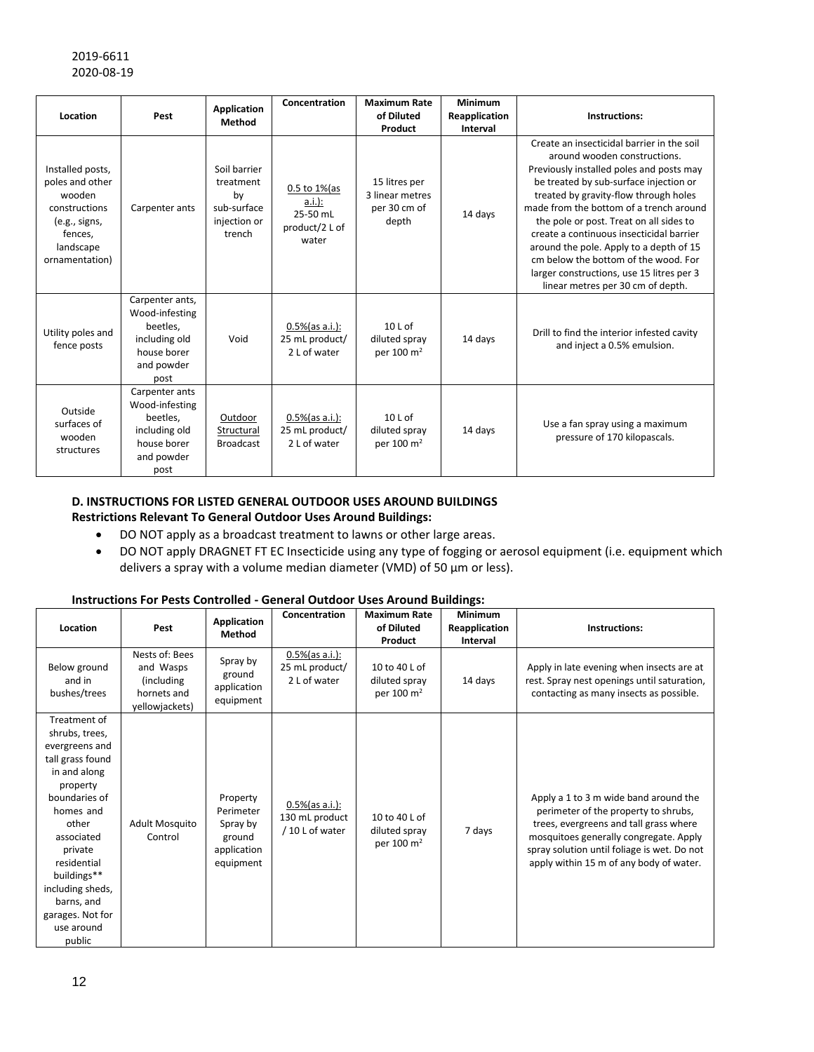2019-6611
2020-08-19

| Location | Pest | Application Method | Concentration | Maximum Rate of Diluted Product | Minimum Reapplication Interval | Instructions: |
|---|---|---|---|---|---|---|
| Installed posts, poles and other wooden constructions (e.g., signs, fences, landscape ornamentation) | Carpenter ants | Soil barrier treatment by sub-surface injection or trench | 0.5 to 1%(as a.i.): 25-50 mL product/2 L of water | 15 litres per 3 linear metres per 30 cm of depth | 14 days | Create an insecticidal barrier in the soil around wooden constructions. Previously installed poles and posts may be treated by sub-surface injection or treated by gravity-flow through holes made from the bottom of a trench around the pole or post. Treat on all sides to create a continuous insecticidal barrier around the pole. Apply to a depth of 15 cm below the bottom of the wood. For larger constructions, use 15 litres per 3 linear metres per 30 cm of depth. |
| Utility poles and fence posts | Carpenter ants, Wood-infesting beetles, including old house borer and powder post | Void | 0.5%(as a.i.): 25 mL product/ 2 L of water | 10 L of diluted spray per 100 m² | 14 days | Drill to find the interior infested cavity and inject a 0.5% emulsion. |
| Outside surfaces of wooden structures | Carpenter ants Wood-infesting beetles, including old house borer and powder post | Outdoor Structural Broadcast | 0.5%(as a.i.): 25 mL product/ 2 L of water | 10 L of diluted spray per 100 m² | 14 days | Use a fan spray using a maximum pressure of 170 kilopascals. |

**D. INSTRUCTIONS FOR LISTED GENERAL OUTDOOR USES AROUND BUILDINGS**
**Restrictions Relevant To General Outdoor Uses Around Buildings:**

- DO NOT apply as a broadcast treatment to lawns or other large areas.
- DO NOT apply DRAGNET FT EC Insecticide using any type of fogging or aerosol equipment (i.e. equipment which delivers a spray with a volume median diameter (VMD) of 50 µm or less).

**Instructions For Pests Controlled - General Outdoor Uses Around Buildings:**

| Location | Pest | Application Method | Concentration | Maximum Rate of Diluted Product | Minimum Reapplication Interval | Instructions: |
|---|---|---|---|---|---|---|
| Below ground and in bushes/trees | Nests of: Bees and Wasps (including hornets and yellowjackets) | Spray by ground application equipment | 0.5%(as a.i.): 25 mL product/ 2 L of water | 10 to 40 L of diluted spray per 100 m² | 14 days | Apply in late evening when insects are at rest. Spray nest openings until saturation, contacting as many insects as possible. |
| Treatment of shrubs, trees, evergreens and tall grass found in and along property boundaries of homes and other associated private residential buildings** including sheds, barns, and garages. Not for use around public | Adult Mosquito Control | Property Perimeter Spray by ground application equipment | 0.5%(as a.i.): 130 mL product / 10 L of water | 10 to 40 L of diluted spray per 100 m² | 7 days | Apply a 1 to 3 m wide band around the perimeter of the property to shrubs, trees, evergreens and tall grass where mosquitoes generally congregate. Apply spray solution until foliage is wet. Do not apply within 15 m of any body of water. |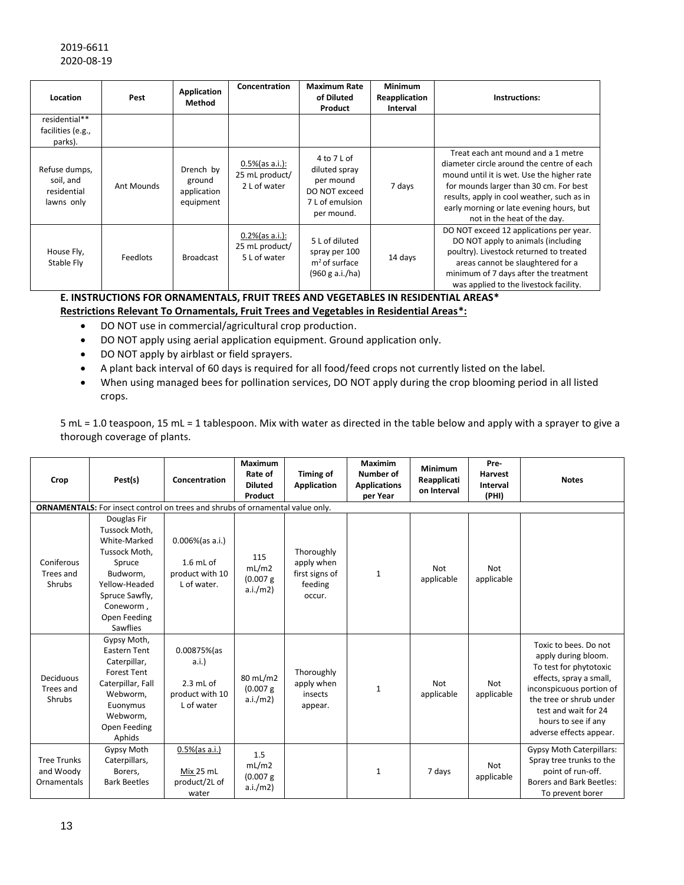2019-6611
2020-08-19

| Location | Pest | Application Method | Concentration | Maximum Rate of Diluted Product | Minimum Reapplication Interval | Instructions: |
|---|---|---|---|---|---|---|
| residential** facilities (e.g., parks). | | | | | | |
| Refuse dumps, soil, and residential lawns only | Ant Mounds | Drench by ground application equipment | 0.5%(as a.i.): 25 mL product/ 2 L of water | 4 to 7 L of diluted spray per mound DO NOT exceed 7 L of emulsion per mound. | 7 days | Treat each ant mound and a 1 metre diameter circle around the centre of each mound until it is wet. Use the higher rate for mounds larger than 30 cm. For best results, apply in cool weather, such as in early morning or late evening hours, but not in the heat of the day. |
| House Fly, Stable Fly | Feedlots | Broadcast | 0.2%(as a.i.): 25 mL product/ 5 L of water | 5 L of diluted spray per 100 $m^2$ of surface (960 g a.i./ha) | 14 days | DO NOT exceed 12 applications per year. DO NOT apply to animals (including poultry). Livestock returned to treated areas cannot be slaughtered for a minimum of 7 days after the treatment was applied to the livestock facility. |

**E. INSTRUCTIONS FOR ORNAMENTALS, FRUIT TREES AND VEGETABLES IN RESIDENTIAL AREAS***

**Restrictions Relevant To Ornamentals, Fruit Trees and Vegetables in Residential Areas*:**

- DO NOT use in commercial/agricultural crop production.
- DO NOT apply using aerial application equipment. Ground application only.
- DO NOT apply by airblast or field sprayers.
- A plant back interval of 60 days is required for all food/feed crops not currently listed on the label.
- When using managed bees for pollination services, DO NOT apply during the crop blooming period in all listed crops.

5 mL = 1.0 teaspoon, 15 mL = 1 tablespoon. Mix with water as directed in the table below and apply with a sprayer to give a thorough coverage of plants.

| Crop | Pest(s) | Concentration | Maximum Rate of Diluted Product | Timing of Application | Maximim Number of Applications per Year | Minimum Reapplication Interval | Pre-Harvest Interval (PHI) | Notes |
|---|---|---|---|---|---|---|---|---|
| **ORNAMENTALS:** For insect control on trees and shrubs of ornamental value only. | | | | | | | | |
| Coniferous Trees and Shrubs | Douglas Fir Tussock Moth, White-Marked Tussock Moth, Spruce Budworm, Yellow-Headed Spruce Sawfly, Coneworm , Open Feeding Sawflies | 0.006%(as a.i.) 1.6 mL of product with 10 L of water. | 115 mL/m2 (0.007 g a.i./m2) | Thoroughly apply when first signs of feeding occur. | 1 | Not applicable | Not applicable | |
| Deciduous Trees and Shrubs | Gypsy Moth, Eastern Tent Caterpillar, Forest Tent Caterpillar, Fall Webworm, Euonymus Webworm, Open Feeding Aphids | 0.00875%(as a.i.) 2.3 mL of product with 10 L of water | 80 mL/m2 (0.007 g a.i./m2) | Thoroughly apply when insects appear. | 1 | Not applicable | Not applicable | Toxic to bees. Do not apply during bloom. To test for phytotoxic effects, spray a small, inconspicuous portion of the tree or shrub under test and wait for 24 hours to see if any adverse effects appear. |
| Tree Trunks and Woody Ornamentals | Gypsy Moth Caterpillars, Borers, Bark Beetles | 0.5%(as a.i.) Mix 25 mL product/2L of water | 1.5 mL/m2 (0.007 g a.i./m2) | | 1 | 7 days | Not applicable | Gypsy Moth Caterpillars: Spray tree trunks to the point of run-off. Borers and Bark Beetles: To prevent borer |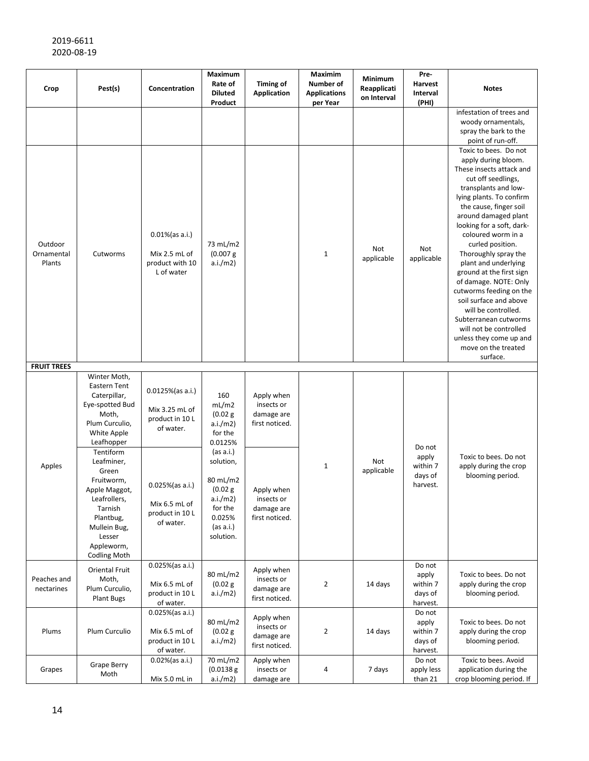2019-6611
2020-08-19

| Crop | Pest(s) | Concentration | Maximum Rate of Diluted Product | Timing of Application | Maximim Number of Applications per Year | Minimum Reapplication Interval | Pre-Harvest Interval (PHI) | Notes |
|---|---|---|---|---|---|---|---|---|
| | | | | | | | | infestation of trees and woody ornamentals, spray the bark to the point of run-off. |
| Outdoor Ornamental Plants | Cutworms | 0.01%(as a.i.) Mix 2.5 mL of product with 10 L of water | 73 mL/m2 (0.007 g a.i./m2) | | 1 | Not applicable | Not applicable | Toxic to bees. Do not apply during bloom. These insects attack and cut off seedlings, transplants and low-lying plants. To confirm the cause, finger soil around damaged plant looking for a soft, dark-coloured worm in a curled position. Thoroughly spray the plant and underlying ground at the first sign of damage. NOTE: Only cutworms feeding on the soil surface and above will be controlled. Subterranean cutworms will not be controlled unless they come up and move on the treated surface. |
| **FRUIT TREES** | | | | | | | | |
| Apples | Winter Moth, Eastern Tent Caterpillar, Eye-spotted Bud Moth, Plum Curculio, White Apple Leafhopper | 0.0125%(as a.i.) Mix 3.25 mL of product in 10 L of water. | 160 mL/m2 (0.02 g a.i./m2) for the 0.0125% (as a.i.) solution, 80 mL/m2 (0.02 g a.i./m2) for the 0.025% (as a.i.) solution. | Apply when insects or damage are first noticed. | 1 | Not applicable | Do not apply within 7 days of harvest. | Toxic to bees. Do not apply during the crop blooming period. |
| | Tentiform Leafminer, Green Fruitworm, Apple Maggot, Leafrollers, Tarnish Plantbug, Mullein Bug, Lesser Appleworm, Codling Moth | 0.025%(as a.i.) Mix 6.5 mL of product in 10 L of water. | | Apply when insects or damage are first noticed. | | | | |
| Peaches and nectarines | Oriental Fruit Moth, Plum Curculio, Plant Bugs | 0.025%(as a.i.) Mix 6.5 mL of product in 10 L of water. | 80 mL/m2 (0.02 g a.i./m2) | Apply when insects or damage are first noticed. | 2 | 14 days | Do not apply within 7 days of harvest. | Toxic to bees. Do not apply during the crop blooming period. |
| Plums | Plum Curculio | 0.025%(as a.i.) Mix 6.5 mL of product in 10 L of water. | 80 mL/m2 (0.02 g a.i./m2) | Apply when insects or damage are first noticed. | 2 | 14 days | Do not apply within 7 days of harvest. | Toxic to bees. Do not apply during the crop blooming period. |
| Grapes | Grape Berry Moth | 0.02%(as a.i.) Mix 5.0 mL in | 70 mL/m2 (0.0138 g a.i./m2) | Apply when insects or damage are | 4 | 7 days | Do not apply less than 21 | Toxic to bees. Avoid application during the crop blooming period. If |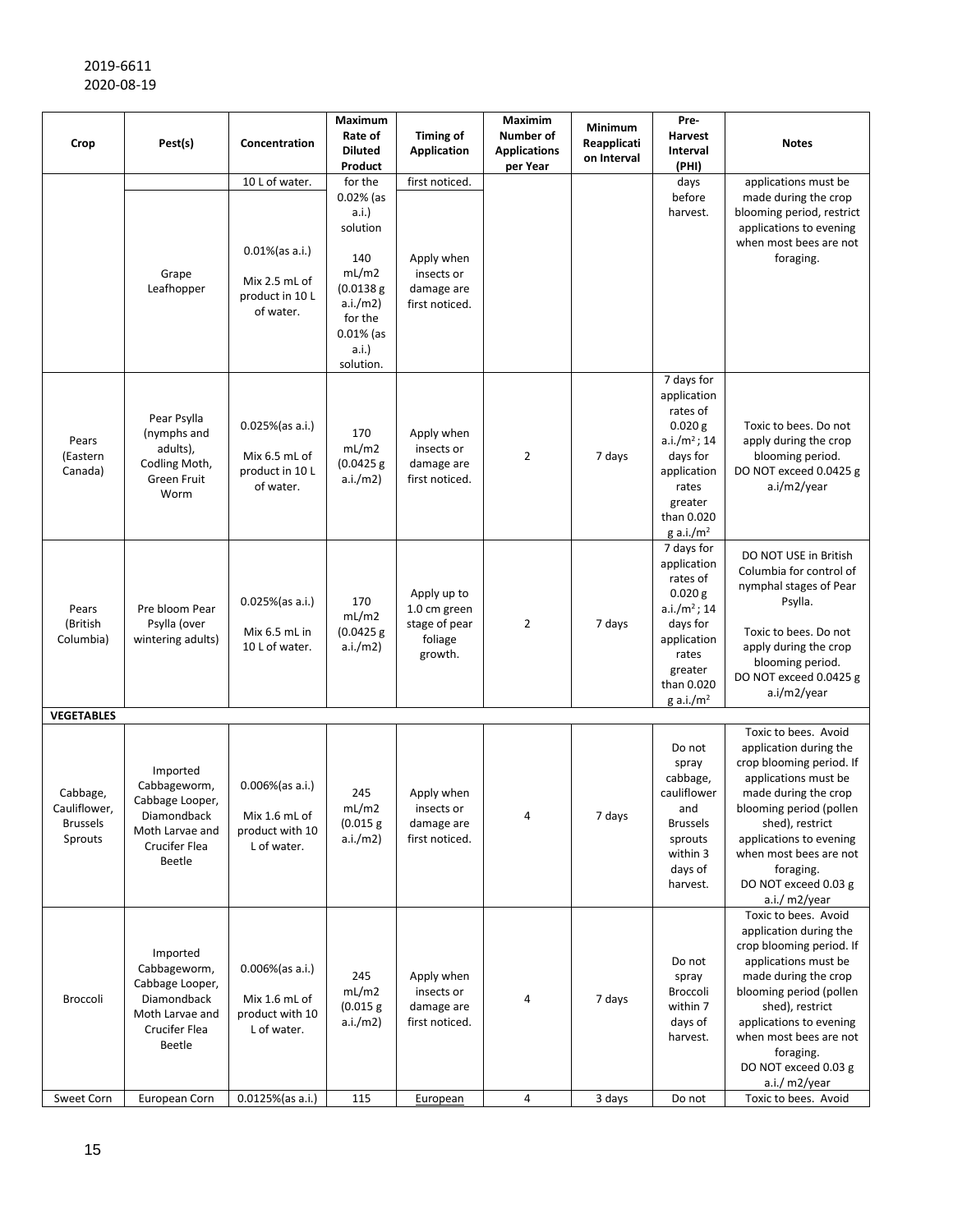2019-6611
2020-08-19

| Crop | Pest(s) | Concentration | Maximum Rate of Diluted Product | Timing of Application | Maximim Number of Applications per Year | Minimum Reapplication Interval | Pre-Harvest Interval (PHI) | Notes |
|---|---|---|---|---|---|---|---|---|
| | | 10 L of water. | for the 0.02% (as a.i.) solution | first noticed. | | | days before harvest. | applications must be made during the crop blooming period, restrict applications to evening when most bees are not foraging. |
| | Grape Leafhopper | 0.01%(as a.i.) Mix 2.5 mL of product in 10 L of water. | 140 mL/m2 (0.0138 g a.i./m2) for the 0.01% (as a.i.) solution. | Apply when insects or damage are first noticed. | | | | |
| Pears (Eastern Canada) | Pear Psylla (nymphs and adults), Codling Moth, Green Fruit Worm | 0.025%(as a.i.) Mix 6.5 mL of product in 10 L of water. | 170 mL/m2 (0.0425 g a.i./m2) | Apply when insects or damage are first noticed. | 2 | 7 days | 7 days for application rates of 0.020 g a.i./m$^2$ ; 14 days for application rates greater than 0.020 g a.i./m$^2$ | Toxic to bees. Do not apply during the crop blooming period. DO NOT exceed 0.0425 g a.i/m2/year |
| Pears (British Columbia) | Pre bloom Pear Psylla (over wintering adults) | 0.025%(as a.i.) Mix 6.5 mL in 10 L of water. | 170 mL/m2 (0.0425 g a.i./m2) | Apply up to 1.0 cm green stage of pear foliage growth. | 2 | 7 days | 7 days for application rates of 0.020 g a.i./m$^2$ ; 14 days for application rates greater than 0.020 g a.i./m$^2$ | DO NOT USE in British Columbia for control of nymphal stages of Pear Psylla. Toxic to bees. Do not apply during the crop blooming period. DO NOT exceed 0.0425 g a.i/m2/year |
| **VEGETABLES** | | | | | | | | |
| Cabbage, Cauliflower, Brussels Sprouts | Imported Cabbageworm, Cabbage Looper, Diamondback Moth Larvae and Crucifer Flea Beetle | 0.006%(as a.i.) Mix 1.6 mL of product with 10 L of water. | 245 mL/m2 (0.015 g a.i./m2) | Apply when insects or damage are first noticed. | 4 | 7 days | Do not spray cabbage, cauliflower and Brussels sprouts within 3 days of harvest. | Toxic to bees. Avoid application during the crop blooming period. If applications must be made during the crop blooming period (pollen shed), restrict applications to evening when most bees are not foraging. DO NOT exceed 0.03 g a.i./ m2/year |
| Broccoli | Imported Cabbageworm, Cabbage Looper, Diamondback Moth Larvae and Crucifer Flea Beetle | 0.006%(as a.i.) Mix 1.6 mL of product with 10 L of water. | 245 mL/m2 (0.015 g a.i./m2) | Apply when insects or damage are first noticed. | 4 | 7 days | Do not spray Broccoli within 7 days of harvest. | Toxic to bees. Avoid application during the crop blooming period. If applications must be made during the crop blooming period (pollen shed), restrict applications to evening when most bees are not foraging. DO NOT exceed 0.03 g a.i./ m2/year |
| Sweet Corn | European Corn | 0.0125%(as a.i.) | 115 | European | 4 | 3 days | Do not | Toxic to bees. Avoid |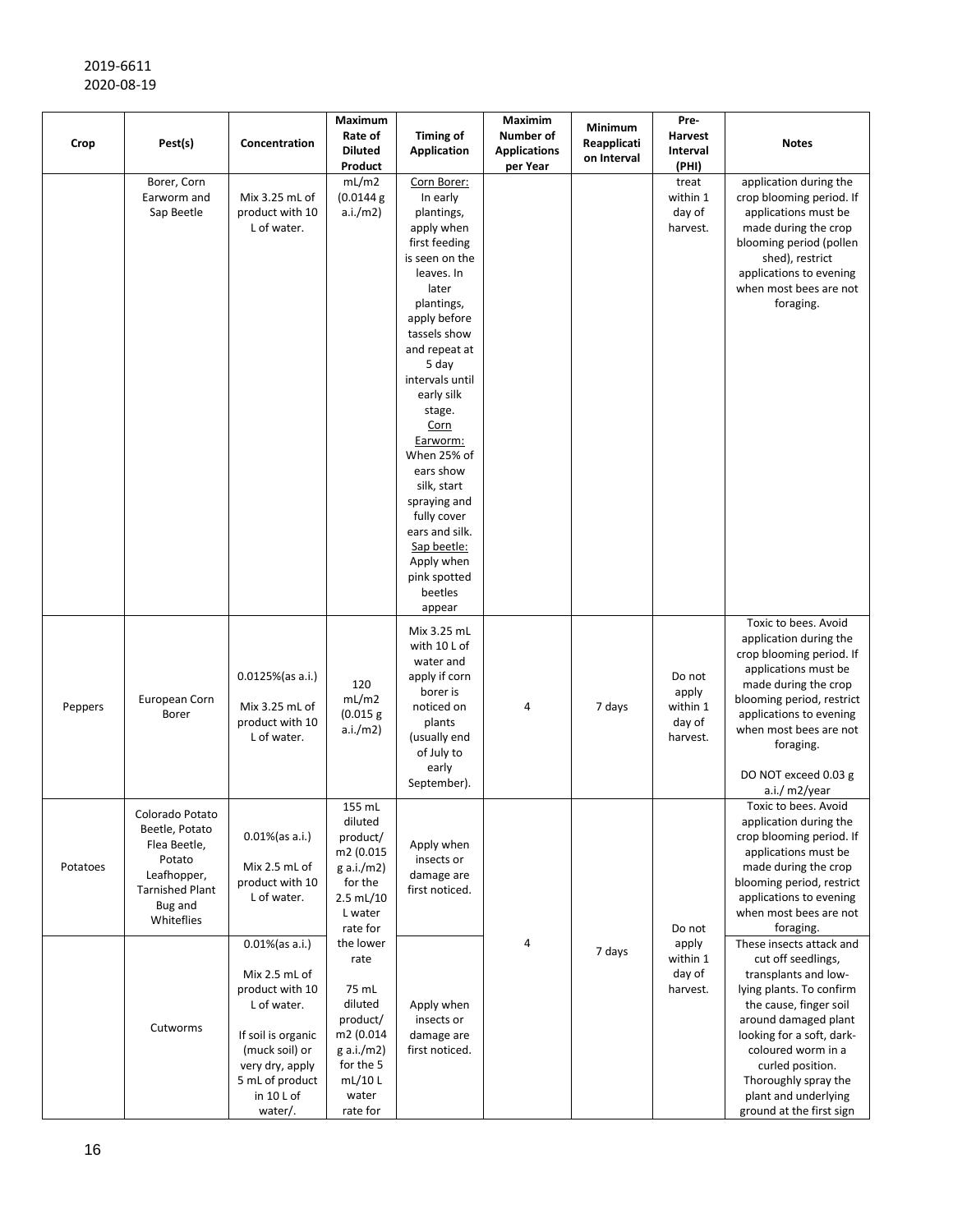2019-6611
2020-08-19

| Crop | Pest(s) | Concentration | Maximum Rate of Diluted Product | Timing of Application | Maximim Number of Applications per Year | Minimum Reapplication Interval | Pre-Harvest Interval (PHI) | Notes |
|---|---|---|---|---|---|---|---|---|
| | Borer, Corn Earworm and Sap Beetle | Mix 3.25 mL of product with 10 L of water. | mL/m2 (0.0144 g a.i./m2) | Corn Borer: In early plantings, apply when first feeding is seen on the leaves. In later plantings, apply before tassels show and repeat at 5 day intervals until early silk stage. Corn Earworm: When 25% of ears show silk, start spraying and fully cover ears and silk. Sap beetle: Apply when pink spotted beetles appear | | | treat within 1 day of harvest. | application during the crop blooming period. If applications must be made during the crop blooming period (pollen shed), restrict applications to evening when most bees are not foraging. |
| Peppers | European Corn Borer | 0.0125%(as a.i.) Mix 3.25 mL of product with 10 L of water. | 120 mL/m2 (0.015 g a.i./m2) | Mix 3.25 mL with 10 L of water and apply if corn borer is noticed on plants (usually end of July to early September). | 4 | 7 days | Do not apply within 1 day of harvest. | Toxic to bees. Avoid application during the crop blooming period. If applications must be made during the crop blooming period, restrict applications to evening when most bees are not foraging. DO NOT exceed 0.03 g a.i./ m2/year |
| Potatoes | Colorado Potato Beetle, Potato Flea Beetle, Potato Leafhopper, Tarnished Plant Bug and Whiteflies | 0.01%(as a.i.) Mix 2.5 mL of product with 10 L of water. | 155 mL diluted product/ m2 (0.015 g a.i./m2) for the 2.5 mL/10 L water rate for the lower rate 75 mL diluted product/ m2 (0.014 g a.i./m2) for the 5 mL/10 L water rate for | Apply when insects or damage are first noticed. | 4 | 7 days | Do not apply within 1 day of harvest. | Toxic to bees. Avoid application during the crop blooming period. If applications must be made during the crop blooming period, restrict applications to evening when most bees are not foraging. |
| | Cutworms | 0.01%(as a.i.) Mix 2.5 mL of product with 10 L of water. If soil is organic (muck soil) or very dry, apply 5 mL of product in 10 L of water/. | | Apply when insects or damage are first noticed. | | | | These insects attack and cut off seedlings, transplants and low-lying plants. To confirm the cause, finger soil around damaged plant looking for a soft, dark-coloured worm in a curled position. Thoroughly spray the plant and underlying ground at the first sign |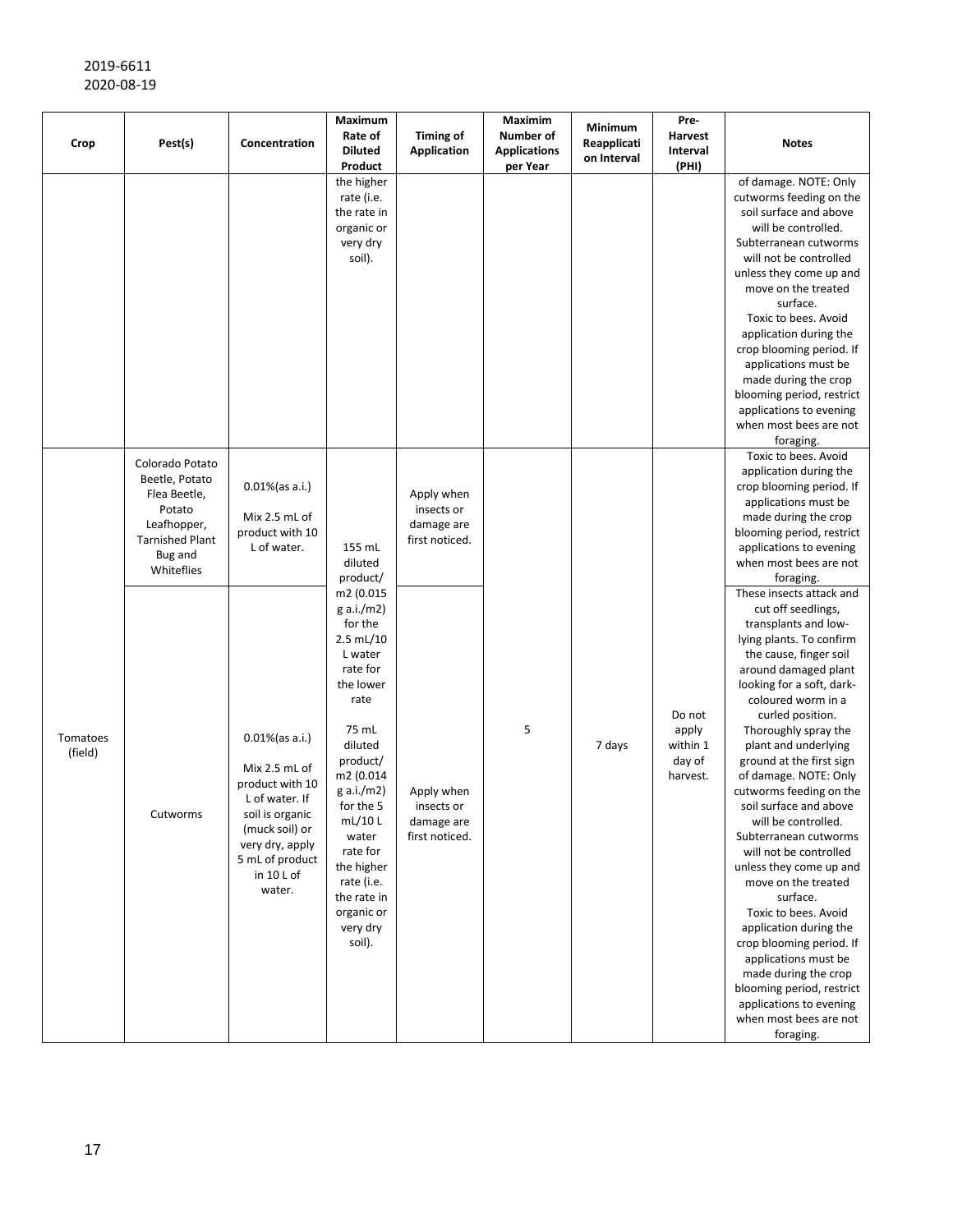2019-6611
2020-08-19

| Crop | Pest(s) | Concentration | Maximum Rate of Diluted Product | Timing of Application | Maximim Number of Applications per Year | Minimum Reapplication Interval | Pre-Harvest Interval (PHI) | Notes |
|---|---|---|---|---|---|---|---|---|
| | | | the higher rate (i.e. the rate in organic or very dry soil). | | | | | of damage. NOTE: Only cutworms feeding on the soil surface and above will be controlled. Subterranean cutworms will not be controlled unless they come up and move on the treated surface. Toxic to bees. Avoid application during the crop blooming period. If applications must be made during the crop blooming period, restrict applications to evening when most bees are not foraging. |
| Tomatoes (field) | Colorado Potato Beetle, Potato Flea Beetle, Potato Leafhopper, Tarnished Plant Bug and Whiteflies | 0.01%(as a.i.) Mix 2.5 mL of product with 10 L of water. | 155 mL diluted product/ m2 (0.015 g a.i./m2) for the 2.5 mL/10 L water rate for the lower rate 75 mL diluted product/ m2 (0.014 g a.i./m2) for the 5 mL/10 L water rate for the higher rate (i.e. the rate in organic or very dry soil). | Apply when insects or damage are first noticed. | 5 | 7 days | Do not apply within 1 day of harvest. | Toxic to bees. Avoid application during the crop blooming period. If applications must be made during the crop blooming period, restrict applications to evening when most bees are not foraging. |
| | Cutworms | 0.01%(as a.i.) Mix 2.5 mL of product with 10 L of water. If soil is organic (muck soil) or very dry, apply 5 mL of product in 10 L of water. | | Apply when insects or damage are first noticed. | | | | These insects attack and cut off seedlings, transplants and low-lying plants. To confirm the cause, finger soil around damaged plant looking for a soft, dark-coloured worm in a curled position. Thoroughly spray the plant and underlying ground at the first sign of damage. NOTE: Only cutworms feeding on the soil surface and above will be controlled. Subterranean cutworms will not be controlled unless they come up and move on the treated surface. Toxic to bees. Avoid application during the crop blooming period. If applications must be made during the crop blooming period, restrict applications to evening when most bees are not foraging. |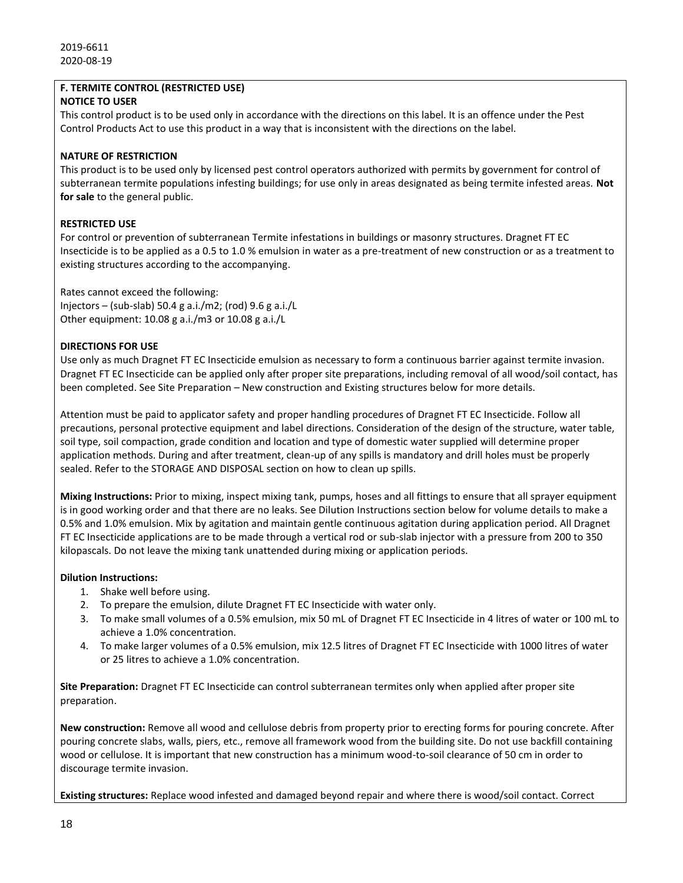2019-6611
2020-08-19

**F. TERMITE CONTROL (RESTRICTED USE)**
**NOTICE TO USER**

This control product is to be used only in accordance with the directions on this label. It is an offence under the Pest Control Products Act to use this product in a way that is inconsistent with the directions on the label.

**NATURE OF RESTRICTION**

This product is to be used only by licensed pest control operators authorized with permits by government for control of subterranean termite populations infesting buildings; for use only in areas designated as being termite infested areas. **Not for sale** to the general public.

**RESTRICTED USE**

For control or prevention of subterranean Termite infestations in buildings or masonry structures. Dragnet FT EC Insecticide is to be applied as a 0.5 to 1.0 % emulsion in water as a pre-treatment of new construction or as a treatment to existing structures according to the accompanying.

Rates cannot exceed the following:
Injectors – (sub-slab) 50.4 g a.i./m2; (rod) 9.6 g a.i./L
Other equipment: 10.08 g a.i./m3 or 10.08 g a.i./L

**DIRECTIONS FOR USE**

Use only as much Dragnet FT EC Insecticide emulsion as necessary to form a continuous barrier against termite invasion. Dragnet FT EC Insecticide can be applied only after proper site preparations, including removal of all wood/soil contact, has been completed. See Site Preparation – New construction and Existing structures below for more details.

Attention must be paid to applicator safety and proper handling procedures of Dragnet FT EC Insecticide. Follow all precautions, personal protective equipment and label directions. Consideration of the design of the structure, water table, soil type, soil compaction, grade condition and location and type of domestic water supplied will determine proper application methods. During and after treatment, clean-up of any spills is mandatory and drill holes must be properly sealed. Refer to the STORAGE AND DISPOSAL section on how to clean up spills.

**Mixing Instructions:** Prior to mixing, inspect mixing tank, pumps, hoses and all fittings to ensure that all sprayer equipment is in good working order and that there are no leaks. See Dilution Instructions section below for volume details to make a 0.5% and 1.0% emulsion. Mix by agitation and maintain gentle continuous agitation during application period. All Dragnet FT EC Insecticide applications are to be made through a vertical rod or sub-slab injector with a pressure from 200 to 350 kilopascals. Do not leave the mixing tank unattended during mixing or application periods.

**Dilution Instructions:**

1. Shake well before using.
2. To prepare the emulsion, dilute Dragnet FT EC Insecticide with water only.
3. To make small volumes of a 0.5% emulsion, mix 50 mL of Dragnet FT EC Insecticide in 4 litres of water or 100 mL to achieve a 1.0% concentration.
4. To make larger volumes of a 0.5% emulsion, mix 12.5 litres of Dragnet FT EC Insecticide with 1000 litres of water or 25 litres to achieve a 1.0% concentration.

**Site Preparation:** Dragnet FT EC Insecticide can control subterranean termites only when applied after proper site preparation.

**New construction:** Remove all wood and cellulose debris from property prior to erecting forms for pouring concrete. After pouring concrete slabs, walls, piers, etc., remove all framework wood from the building site. Do not use backfill containing wood or cellulose. It is important that new construction has a minimum wood-to-soil clearance of 50 cm in order to discourage termite invasion.

**Existing structures:** Replace wood infested and damaged beyond repair and where there is wood/soil contact. Correct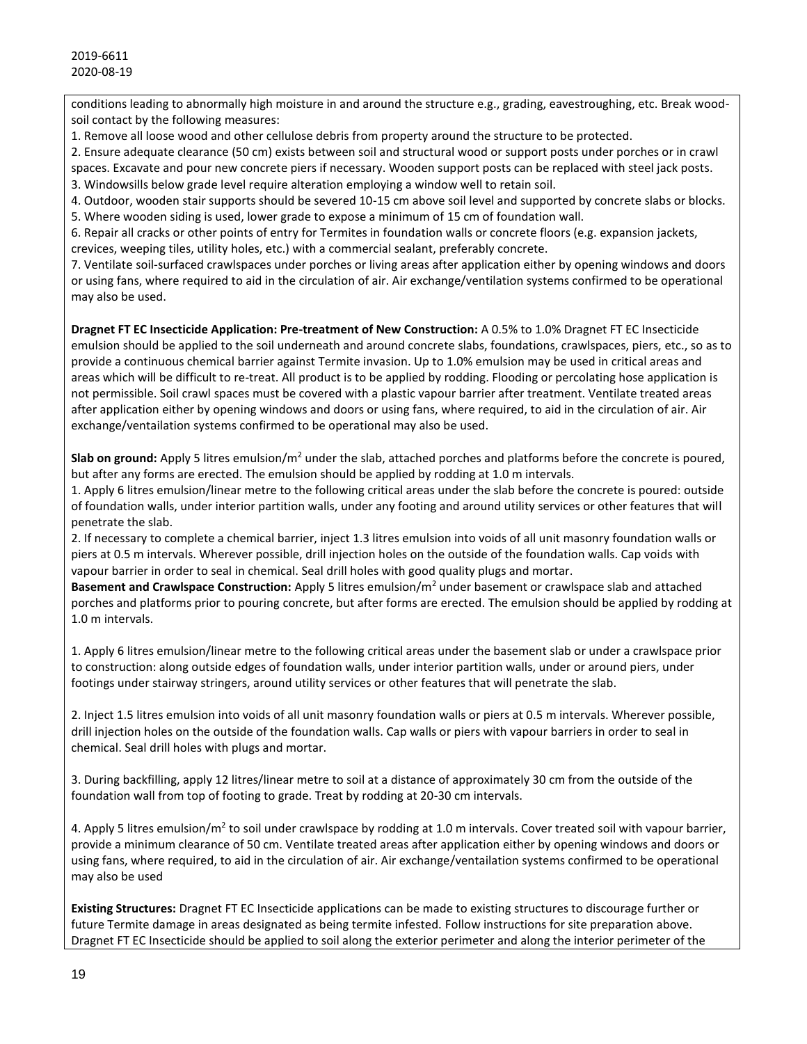conditions leading to abnormally high moisture in and around the structure e.g., grading, eavestroughing, etc. Break wood-soil contact by the following measures:

1. Remove all loose wood and other cellulose debris from property around the structure to be protected.
2. Ensure adequate clearance (50 cm) exists between soil and structural wood or support posts under porches or in crawl spaces. Excavate and pour new concrete piers if necessary. Wooden support posts can be replaced with steel jack posts.
3. Windowsills below grade level require alteration employing a window well to retain soil.
4. Outdoor, wooden stair supports should be severed 10-15 cm above soil level and supported by concrete slabs or blocks.
5. Where wooden siding is used, lower grade to expose a minimum of 15 cm of foundation wall.
6. Repair all cracks or other points of entry for Termites in foundation walls or concrete floors (e.g. expansion jackets, crevices, weeping tiles, utility holes, etc.) with a commercial sealant, preferably concrete.
7. Ventilate soil-surfaced crawlspaces under porches or living areas after application either by opening windows and doors or using fans, where required to aid in the circulation of air. Air exchange/ventilation systems confirmed to be operational may also be used.

**Dragnet FT EC Insecticide Application: Pre-treatment of New Construction:** A 0.5% to 1.0% Dragnet FT EC Insecticide emulsion should be applied to the soil underneath and around concrete slabs, foundations, crawlspaces, piers, etc., so as to provide a continuous chemical barrier against Termite invasion. Up to 1.0% emulsion may be used in critical areas and areas which will be difficult to re-treat. All product is to be applied by rodding. Flooding or percolating hose application is not permissible. Soil crawl spaces must be covered with a plastic vapour barrier after treatment. Ventilate treated areas after application either by opening windows and doors or using fans, where required, to aid in the circulation of air. Air exchange/ventailation systems confirmed to be operational may also be used.

**Slab on ground:** Apply 5 litres emulsion/m$^2$ under the slab, attached porches and platforms before the concrete is poured, but after any forms are erected. The emulsion should be applied by rodding at 1.0 m intervals.

1. Apply 6 litres emulsion/linear metre to the following critical areas under the slab before the concrete is poured: outside of foundation walls, under interior partition walls, under any footing and around utility services or other features that will penetrate the slab.
2. If necessary to complete a chemical barrier, inject 1.3 litres emulsion into voids of all unit masonry foundation walls or piers at 0.5 m intervals. Wherever possible, drill injection holes on the outside of the foundation walls. Cap voids with vapour barrier in order to seal in chemical. Seal drill holes with good quality plugs and mortar.

**Basement and Crawlspace Construction:** Apply 5 litres emulsion/m$^2$ under basement or crawlspace slab and attached porches and platforms prior to pouring concrete, but after forms are erected. The emulsion should be applied by rodding at 1.0 m intervals.

1. Apply 6 litres emulsion/linear metre to the following critical areas under the basement slab or under a crawlspace prior to construction: along outside edges of foundation walls, under interior partition walls, under or around piers, under footings under stairway stringers, around utility services or other features that will penetrate the slab.

2. Inject 1.5 litres emulsion into voids of all unit masonry foundation walls or piers at 0.5 m intervals. Wherever possible, drill injection holes on the outside of the foundation walls. Cap walls or piers with vapour barriers in order to seal in chemical. Seal drill holes with plugs and mortar.

3. During backfilling, apply 12 litres/linear metre to soil at a distance of approximately 30 cm from the outside of the foundation wall from top of footing to grade. Treat by rodding at 20-30 cm intervals.

4. Apply 5 litres emulsion/m$^2$ to soil under crawlspace by rodding at 1.0 m intervals. Cover treated soil with vapour barrier, provide a minimum clearance of 50 cm. Ventilate treated areas after application either by opening windows and doors or using fans, where required, to aid in the circulation of air. Air exchange/ventailation systems confirmed to be operational may also be used

**Existing Structures:** Dragnet FT EC Insecticide applications can be made to existing structures to discourage further or future Termite damage in areas designated as being termite infested. Follow instructions for site preparation above. Dragnet FT EC Insecticide should be applied to soil along the exterior perimeter and along the interior perimeter of the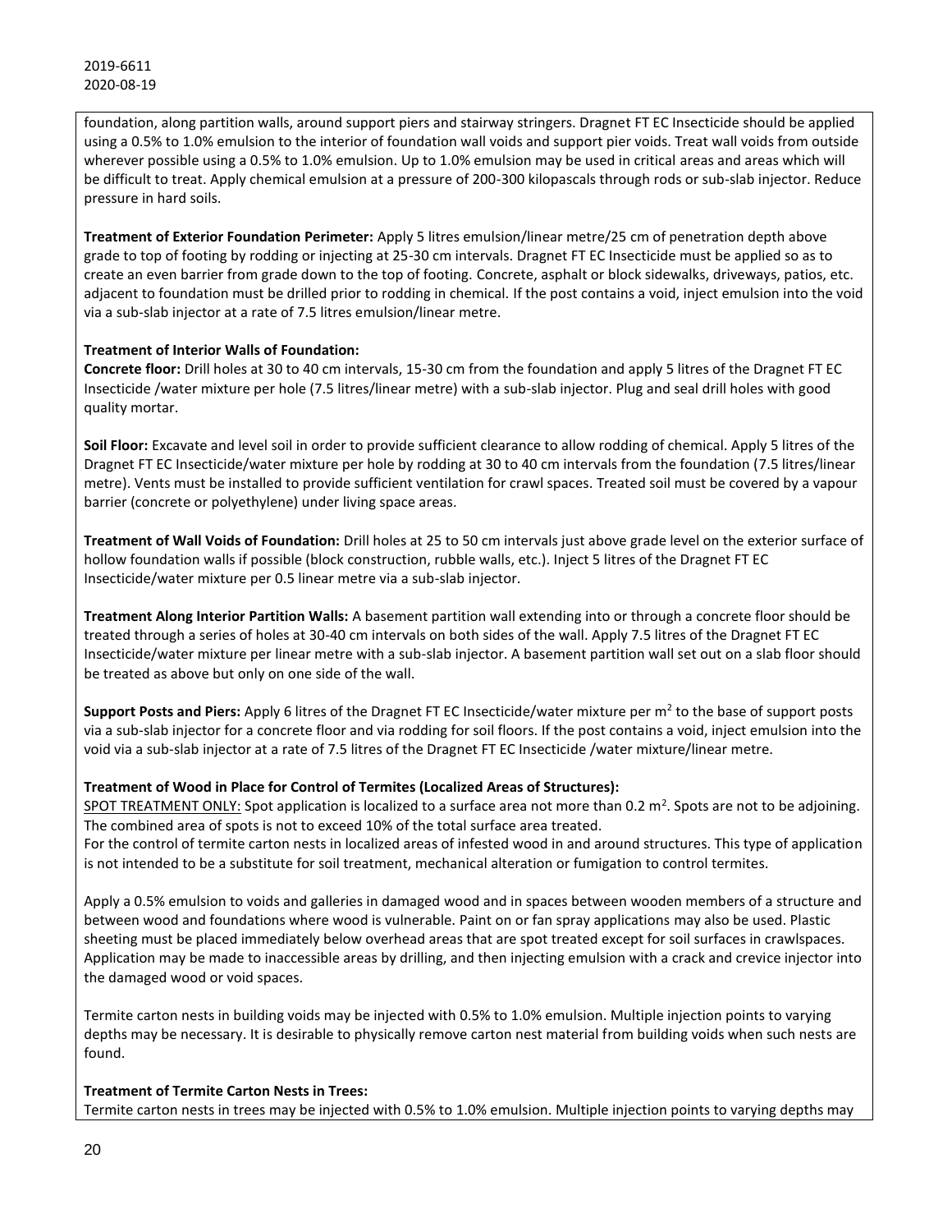foundation, along partition walls, around support piers and stairway stringers. Dragnet FT EC Insecticide should be applied using a 0.5% to 1.0% emulsion to the interior of foundation wall voids and support pier voids. Treat wall voids from outside wherever possible using a 0.5% to 1.0% emulsion. Up to 1.0% emulsion may be used in critical areas and areas which will be difficult to treat. Apply chemical emulsion at a pressure of 200-300 kilopascals through rods or sub-slab injector. Reduce pressure in hard soils.

**Treatment of Exterior Foundation Perimeter:** Apply 5 litres emulsion/linear metre/25 cm of penetration depth above grade to top of footing by rodding or injecting at 25-30 cm intervals. Dragnet FT EC Insecticide must be applied so as to create an even barrier from grade down to the top of footing. Concrete, asphalt or block sidewalks, driveways, patios, etc. adjacent to foundation must be drilled prior to rodding in chemical. If the post contains a void, inject emulsion into the void via a sub-slab injector at a rate of 7.5 litres emulsion/linear metre.

**Treatment of Interior Walls of Foundation:**

**Concrete floor:** Drill holes at 30 to 40 cm intervals, 15-30 cm from the foundation and apply 5 litres of the Dragnet FT EC Insecticide /water mixture per hole (7.5 litres/linear metre) with a sub-slab injector. Plug and seal drill holes with good quality mortar.

**Soil Floor:** Excavate and level soil in order to provide sufficient clearance to allow rodding of chemical. Apply 5 litres of the Dragnet FT EC Insecticide/water mixture per hole by rodding at 30 to 40 cm intervals from the foundation (7.5 litres/linear metre). Vents must be installed to provide sufficient ventilation for crawl spaces. Treated soil must be covered by a vapour barrier (concrete or polyethylene) under living space areas.

**Treatment of Wall Voids of Foundation:** Drill holes at 25 to 50 cm intervals just above grade level on the exterior surface of hollow foundation walls if possible (block construction, rubble walls, etc.). Inject 5 litres of the Dragnet FT EC Insecticide/water mixture per 0.5 linear metre via a sub-slab injector.

**Treatment Along Interior Partition Walls:** A basement partition wall extending into or through a concrete floor should be treated through a series of holes at 30-40 cm intervals on both sides of the wall. Apply 7.5 litres of the Dragnet FT EC Insecticide/water mixture per linear metre with a sub-slab injector. A basement partition wall set out on a slab floor should be treated as above but only on one side of the wall.

**Support Posts and Piers:** Apply 6 litres of the Dragnet FT EC Insecticide/water mixture per $m^2$ to the base of support posts via a sub-slab injector for a concrete floor and via rodding for soil floors. If the post contains a void, inject emulsion into the void via a sub-slab injector at a rate of 7.5 litres of the Dragnet FT EC Insecticide /water mixture/linear metre.

**Treatment of Wood in Place for Control of Termites (Localized Areas of Structures):**

SPOT TREATMENT ONLY: Spot application is localized to a surface area not more than 0.2 $m^2$. Spots are not to be adjoining. The combined area of spots is not to exceed 10% of the total surface area treated.

For the control of termite carton nests in localized areas of infested wood in and around structures. This type of application is not intended to be a substitute for soil treatment, mechanical alteration or fumigation to control termites.

Apply a 0.5% emulsion to voids and galleries in damaged wood and in spaces between wooden members of a structure and between wood and foundations where wood is vulnerable. Paint on or fan spray applications may also be used. Plastic sheeting must be placed immediately below overhead areas that are spot treated except for soil surfaces in crawlspaces. Application may be made to inaccessible areas by drilling, and then injecting emulsion with a crack and crevice injector into the damaged wood or void spaces.

Termite carton nests in building voids may be injected with 0.5% to 1.0% emulsion. Multiple injection points to varying depths may be necessary. It is desirable to physically remove carton nest material from building voids when such nests are found.

**Treatment of Termite Carton Nests in Trees:**

Termite carton nests in trees may be injected with 0.5% to 1.0% emulsion. Multiple injection points to varying depths may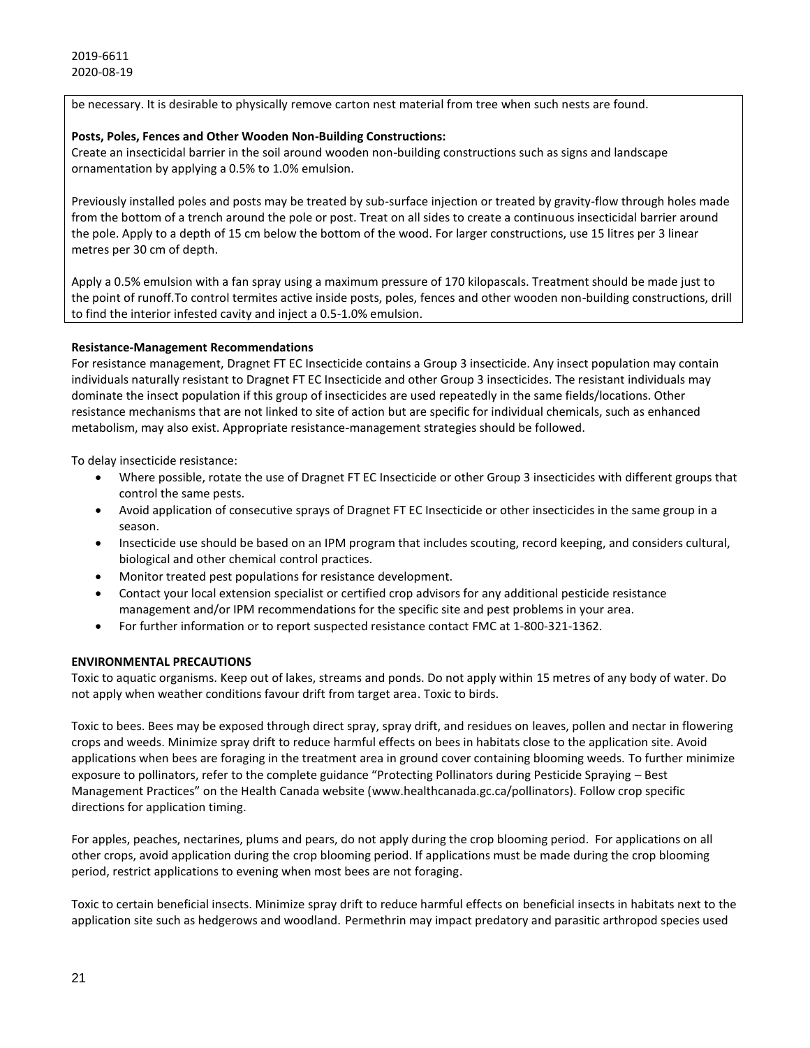be necessary. It is desirable to physically remove carton nest material from tree when such nests are found.

**Posts, Poles, Fences and Other Wooden Non-Building Constructions:**
Create an insecticidal barrier in the soil around wooden non-building constructions such as signs and landscape ornamentation by applying a 0.5% to 1.0% emulsion.

Previously installed poles and posts may be treated by sub-surface injection or treated by gravity-flow through holes made from the bottom of a trench around the pole or post. Treat on all sides to create a continuous insecticidal barrier around the pole. Apply to a depth of 15 cm below the bottom of the wood. For larger constructions, use 15 litres per 3 linear metres per 30 cm of depth.

Apply a 0.5% emulsion with a fan spray using a maximum pressure of 170 kilopascals. Treatment should be made just to the point of runoff.To control termites active inside posts, poles, fences and other wooden non-building constructions, drill to find the interior infested cavity and inject a 0.5-1.0% emulsion.

**Resistance-Management Recommendations**
For resistance management, Dragnet FT EC Insecticide contains a Group 3 insecticide. Any insect population may contain individuals naturally resistant to Dragnet FT EC Insecticide and other Group 3 insecticides. The resistant individuals may dominate the insect population if this group of insecticides are used repeatedly in the same fields/locations. Other resistance mechanisms that are not linked to site of action but are specific for individual chemicals, such as enhanced metabolism, may also exist. Appropriate resistance-management strategies should be followed.

To delay insecticide resistance:

- Where possible, rotate the use of Dragnet FT EC Insecticide or other Group 3 insecticides with different groups that control the same pests.
- Avoid application of consecutive sprays of Dragnet FT EC Insecticide or other insecticides in the same group in a season.
- Insecticide use should be based on an IPM program that includes scouting, record keeping, and considers cultural, biological and other chemical control practices.
- Monitor treated pest populations for resistance development.
- Contact your local extension specialist or certified crop advisors for any additional pesticide resistance management and/or IPM recommendations for the specific site and pest problems in your area.
- For further information or to report suspected resistance contact FMC at 1-800-321-1362.

**ENVIRONMENTAL PRECAUTIONS**
Toxic to aquatic organisms. Keep out of lakes, streams and ponds. Do not apply within 15 metres of any body of water. Do not apply when weather conditions favour drift from target area. Toxic to birds.

Toxic to bees. Bees may be exposed through direct spray, spray drift, and residues on leaves, pollen and nectar in flowering crops and weeds. Minimize spray drift to reduce harmful effects on bees in habitats close to the application site. Avoid applications when bees are foraging in the treatment area in ground cover containing blooming weeds. To further minimize exposure to pollinators, refer to the complete guidance "Protecting Pollinators during Pesticide Spraying – Best Management Practices" on the Health Canada website (www.healthcanada.gc.ca/pollinators). Follow crop specific directions for application timing.

For apples, peaches, nectarines, plums and pears, do not apply during the crop blooming period. For applications on all other crops, avoid application during the crop blooming period. If applications must be made during the crop blooming period, restrict applications to evening when most bees are not foraging.

Toxic to certain beneficial insects. Minimize spray drift to reduce harmful effects on beneficial insects in habitats next to the application site such as hedgerows and woodland. Permethrin may impact predatory and parasitic arthropod species used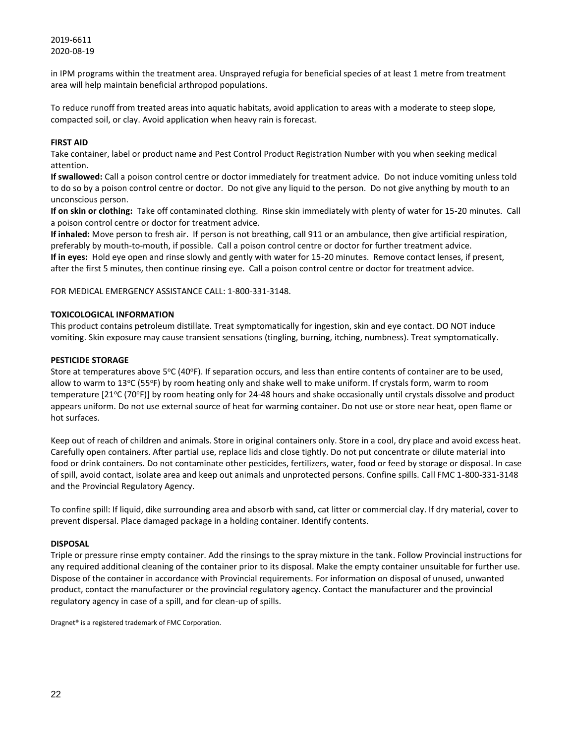in IPM programs within the treatment area. Unsprayed refugia for beneficial species of at least 1 metre from treatment area will help maintain beneficial arthropod populations.

To reduce runoff from treated areas into aquatic habitats, avoid application to areas with a moderate to steep slope, compacted soil, or clay. Avoid application when heavy rain is forecast.

**FIRST AID**

Take container, label or product name and Pest Control Product Registration Number with you when seeking medical attention.

**If swallowed:** Call a poison control centre or doctor immediately for treatment advice. Do not induce vomiting unless told to do so by a poison control centre or doctor. Do not give any liquid to the person. Do not give anything by mouth to an unconscious person.

**If on skin or clothing:** Take off contaminated clothing. Rinse skin immediately with plenty of water for 15-20 minutes. Call a poison control centre or doctor for treatment advice.

**If inhaled:** Move person to fresh air. If person is not breathing, call 911 or an ambulance, then give artificial respiration, preferably by mouth-to-mouth, if possible. Call a poison control centre or doctor for further treatment advice.

**If in eyes:** Hold eye open and rinse slowly and gently with water for 15-20 minutes. Remove contact lenses, if present, after the first 5 minutes, then continue rinsing eye. Call a poison control centre or doctor for treatment advice.

FOR MEDICAL EMERGENCY ASSISTANCE CALL: 1-800-331-3148.

**TOXICOLOGICAL INFORMATION**

This product contains petroleum distillate. Treat symptomatically for ingestion, skin and eye contact. DO NOT induce vomiting. Skin exposure may cause transient sensations (tingling, burning, itching, numbness). Treat symptomatically.

**PESTICIDE STORAGE**

Store at temperatures above 5°C (40°F). If separation occurs, and less than entire contents of container are to be used, allow to warm to 13°C (55°F) by room heating only and shake well to make uniform. If crystals form, warm to room temperature [21°C (70°F)] by room heating only for 24-48 hours and shake occasionally until crystals dissolve and product appears uniform. Do not use external source of heat for warming container. Do not use or store near heat, open flame or hot surfaces.

Keep out of reach of children and animals. Store in original containers only. Store in a cool, dry place and avoid excess heat. Carefully open containers. After partial use, replace lids and close tightly. Do not put concentrate or dilute material into food or drink containers. Do not contaminate other pesticides, fertilizers, water, food or feed by storage or disposal. In case of spill, avoid contact, isolate area and keep out animals and unprotected persons. Confine spills. Call FMC 1-800-331-3148 and the Provincial Regulatory Agency.

To confine spill: If liquid, dike surrounding area and absorb with sand, cat litter or commercial clay. If dry material, cover to prevent dispersal. Place damaged package in a holding container. Identify contents.

**DISPOSAL**

Triple or pressure rinse empty container. Add the rinsings to the spray mixture in the tank. Follow Provincial instructions for any required additional cleaning of the container prior to its disposal. Make the empty container unsuitable for further use. Dispose of the container in accordance with Provincial requirements. For information on disposal of unused, unwanted product, contact the manufacturer or the provincial regulatory agency. Contact the manufacturer and the provincial regulatory agency in case of a spill, and for clean-up of spills.

Dragnet® is a registered trademark of FMC Corporation.